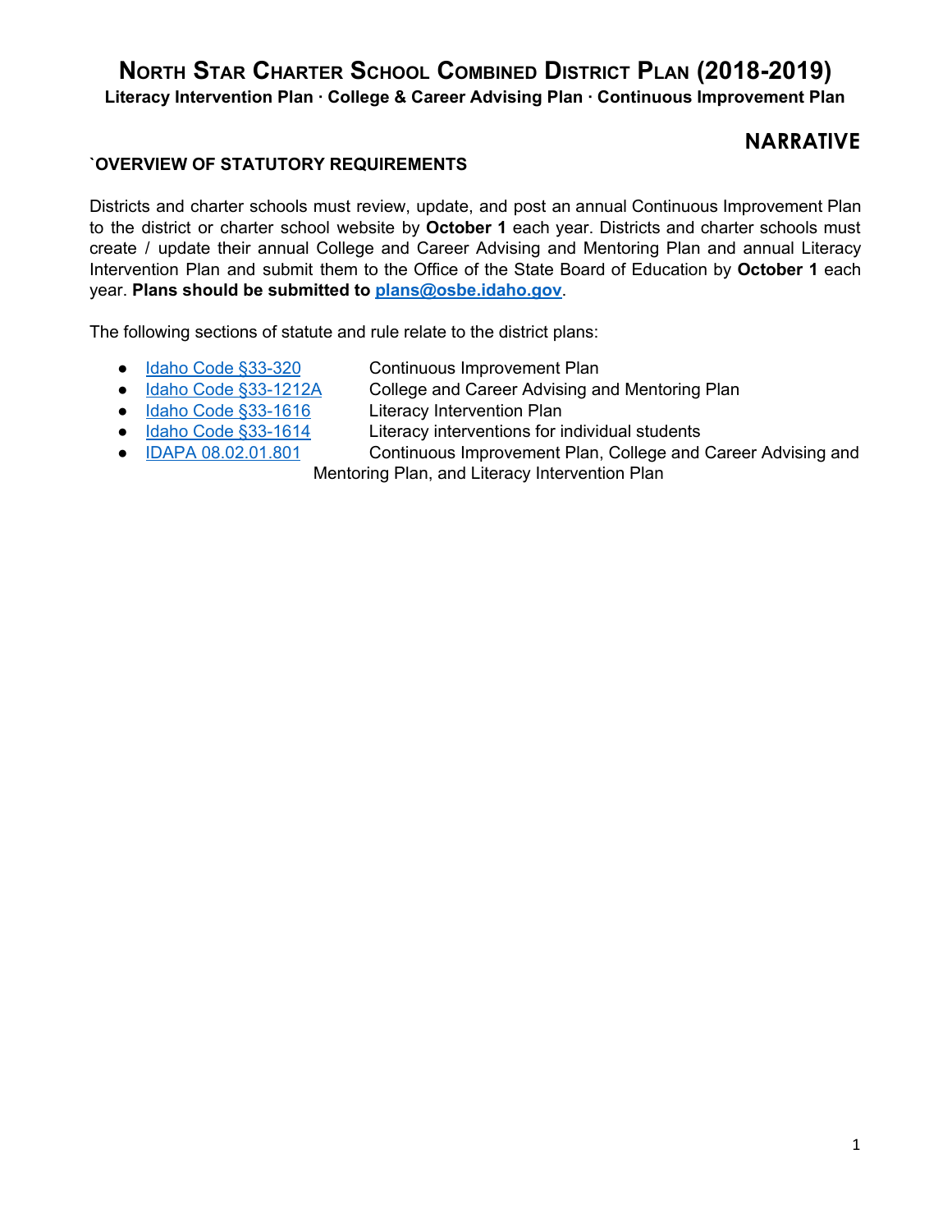# North Star Charter School Combined District Plan (2018-2019)

**Literacy Intervention Plan · College & Career Advising Plan · Continuous Improvement Plan**

## NARRATIVE

### `OVERVIEW OF STATUTORY REQUIREMENTS

Districts and charter schools must review, update, and post an annual Continuous Improvement Plan to the district or charter school website by **October 1** each year. Districts and charter schools must create / update their annual College and Career Advising and Mentoring Plan and annual Literacy Intervention Plan and submit them to the Office of the State Board of Education by **October 1** each year. **Plans should be submitted to plans@osbe.idaho.gov**.

The following sections of statute and rule relate to the district plans:

- Idaho Code §33-320 Continuous Improvement Plan
- Idaho Code §33-1212A College and Career Advising and Mentoring Plan
- Idaho Code §33-1616 Literacy Intervention Plan
- Idaho Code §33-1614 Literacy interventions for individual students
- IDAPA 08.02.01.801 Continuous Improvement Plan, College and Career Advising and Mentoring Plan, and Literacy Intervention Plan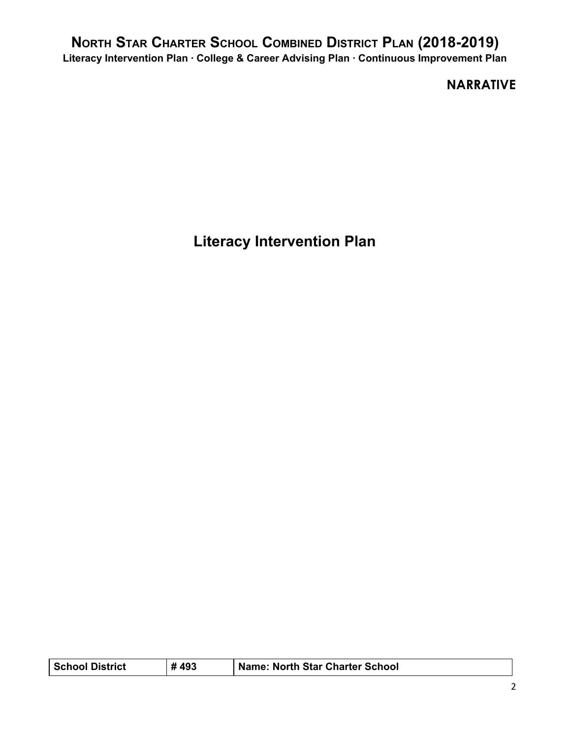# NORTH STAR CHARTER SCHOOL COMBINED DISTRICT PLAN (2018-2019)

**Literacy Intervention Plan · College & Career Advising Plan · Continuous Improvement Plan**

**NARRATIVE**

## Literacy Intervention Plan

| School District | # 493 | Name: North Star Charter School |
|---|---|---|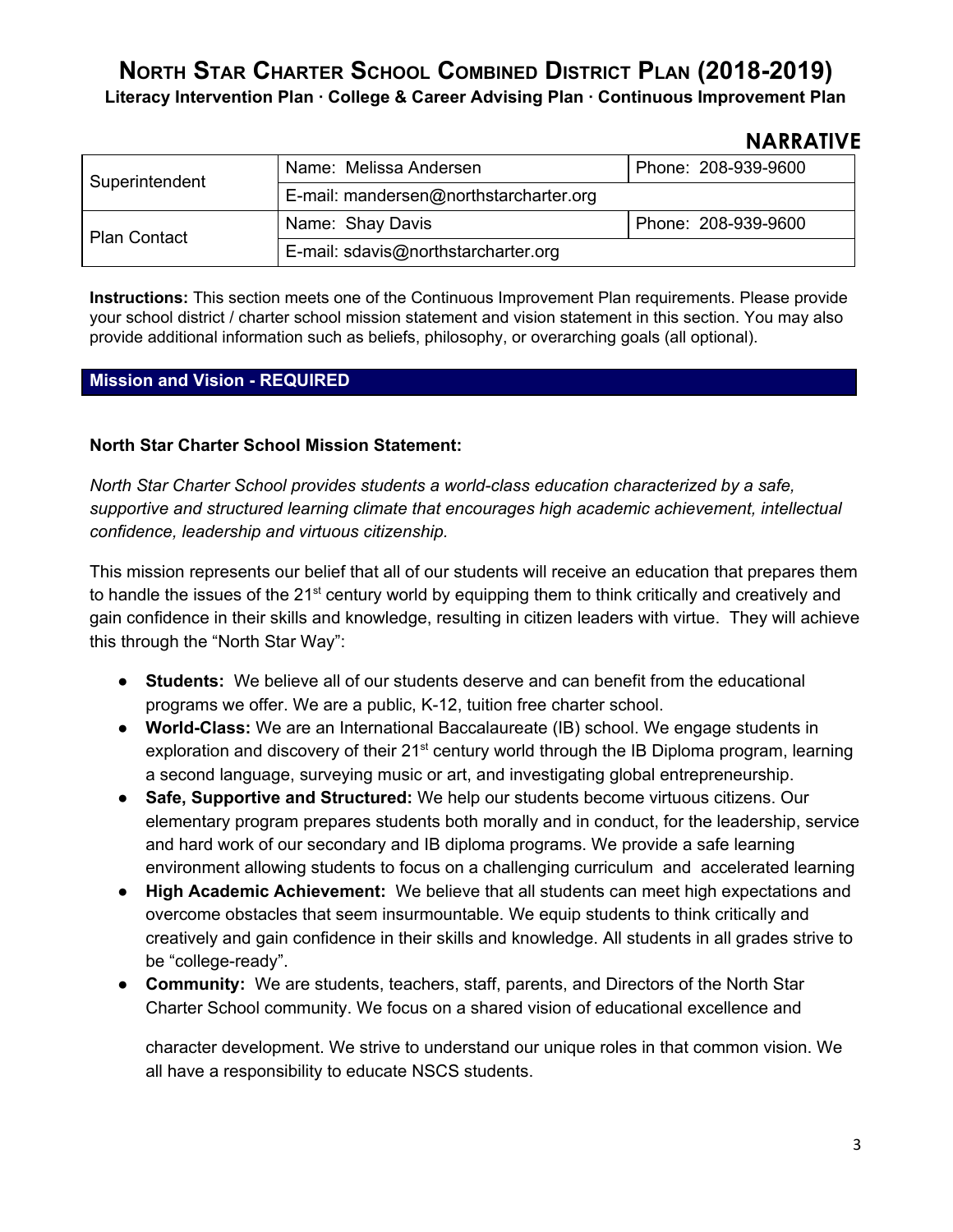# NORTH STAR CHARTER SCHOOL COMBINED DISTRICT PLAN (2018-2019)

**Literacy Intervention Plan · College & Career Advising Plan · Continuous Improvement Plan**

## NARRATIVE

| Superintendent | Name: Melissa Andersen | Phone: 208-939-9600 |
|---|---|---|
| | E-mail: mandersen@northstarcharter.org | |
| Plan Contact | Name: Shay Davis | Phone: 208-939-9600 |
| | E-mail: sdavis@northstarcharter.org | |

**Instructions:** This section meets one of the Continuous Improvement Plan requirements. Please provide your school district / charter school mission statement and vision statement in this section. You may also provide additional information such as beliefs, philosophy, or overarching goals (all optional).

### Mission and Vision - REQUIRED

**North Star Charter School Mission Statement:**

*North Star Charter School provides students a world-class education characterized by a safe, supportive and structured learning climate that encourages high academic achievement, intellectual confidence, leadership and virtuous citizenship.*

This mission represents our belief that all of our students will receive an education that prepares them to handle the issues of the 21st century world by equipping them to think critically and creatively and gain confidence in their skills and knowledge, resulting in citizen leaders with virtue. They will achieve this through the "North Star Way":

- **Students:** We believe all of our students deserve and can benefit from the educational programs we offer. We are a public, K-12, tuition free charter school.
- **World-Class:** We are an International Baccalaureate (IB) school. We engage students in exploration and discovery of their 21st century world through the IB Diploma program, learning a second language, surveying music or art, and investigating global entrepreneurship.
- **Safe, Supportive and Structured:** We help our students become virtuous citizens. Our elementary program prepares students both morally and in conduct, for the leadership, service and hard work of our secondary and IB diploma programs. We provide a safe learning environment allowing students to focus on a challenging curriculum and accelerated learning
- **High Academic Achievement:** We believe that all students can meet high expectations and overcome obstacles that seem insurmountable. We equip students to think critically and creatively and gain confidence in their skills and knowledge. All students in all grades strive to be "college-ready".
- **Community:** We are students, teachers, staff, parents, and Directors of the North Star Charter School community. We focus on a shared vision of educational excellence and character development. We strive to understand our unique roles in that common vision. We all have a responsibility to educate NSCS students.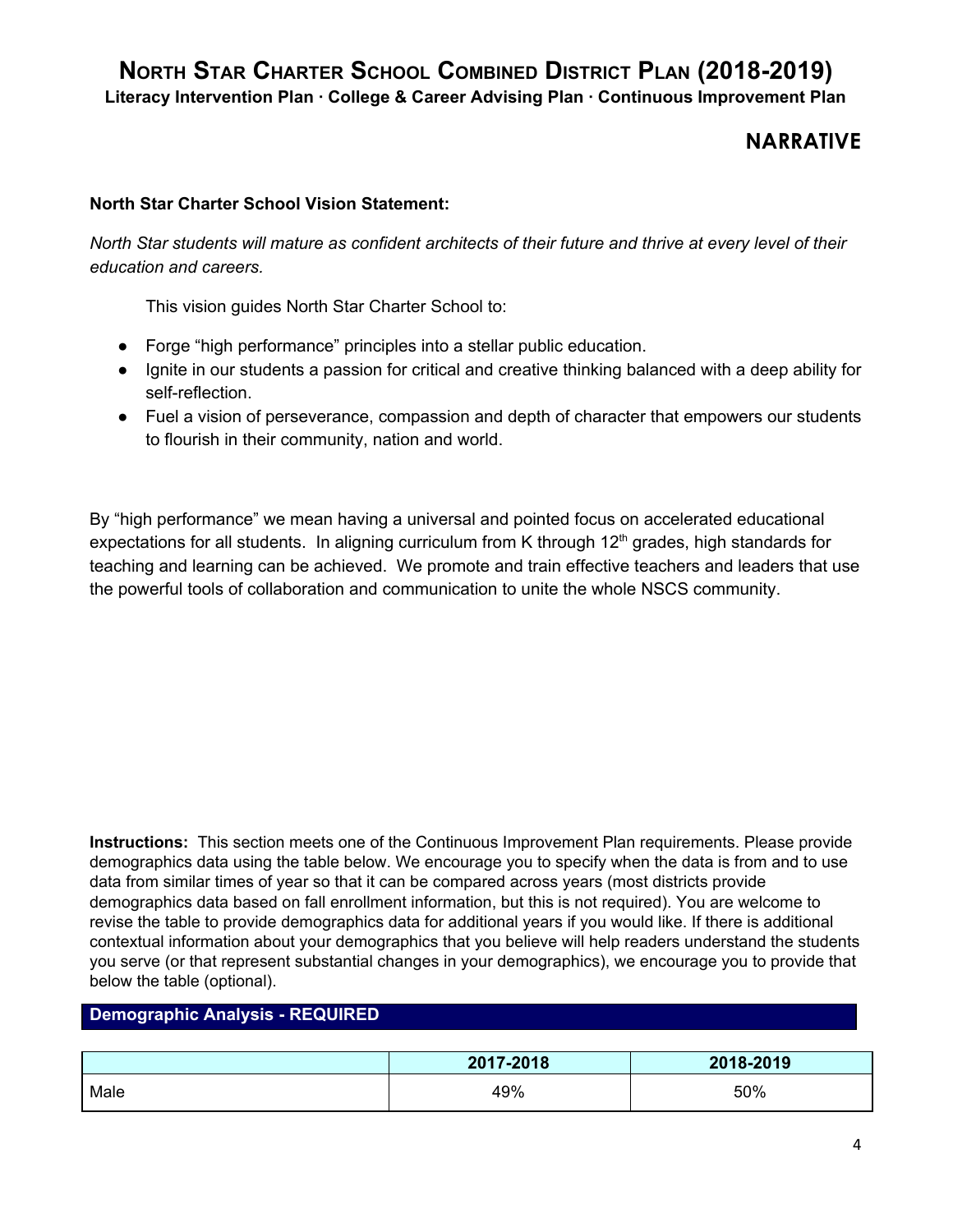# North Star Charter School Combined District Plan (2018-2019)

**Literacy Intervention Plan · College & Career Advising Plan · Continuous Improvement Plan**

## NARRATIVE

**North Star Charter School Vision Statement:**

*North Star students will mature as confident architects of their future and thrive at every level of their education and careers.*

This vision guides North Star Charter School to:

- Forge "high performance" principles into a stellar public education.
- Ignite in our students a passion for critical and creative thinking balanced with a deep ability for self-reflection.
- Fuel a vision of perseverance, compassion and depth of character that empowers our students to flourish in their community, nation and world.

By "high performance" we mean having a universal and pointed focus on accelerated educational expectations for all students. In aligning curriculum from K through 12th grades, high standards for teaching and learning can be achieved. We promote and train effective teachers and leaders that use the powerful tools of collaboration and communication to unite the whole NSCS community.

**Instructions:** This section meets one of the Continuous Improvement Plan requirements. Please provide demographics data using the table below. We encourage you to specify when the data is from and to use data from similar times of year so that it can be compared across years (most districts provide demographics data based on fall enrollment information, but this is not required). You are welcome to revise the table to provide demographics data for additional years if you would like. If there is additional contextual information about your demographics that you believe will help readers understand the students you serve (or that represent substantial changes in your demographics), we encourage you to provide that below the table (optional).

### Demographic Analysis - REQUIRED

| | 2017-2018 | 2018-2019 |
|---|---|---|
| Male | 49% | 50% |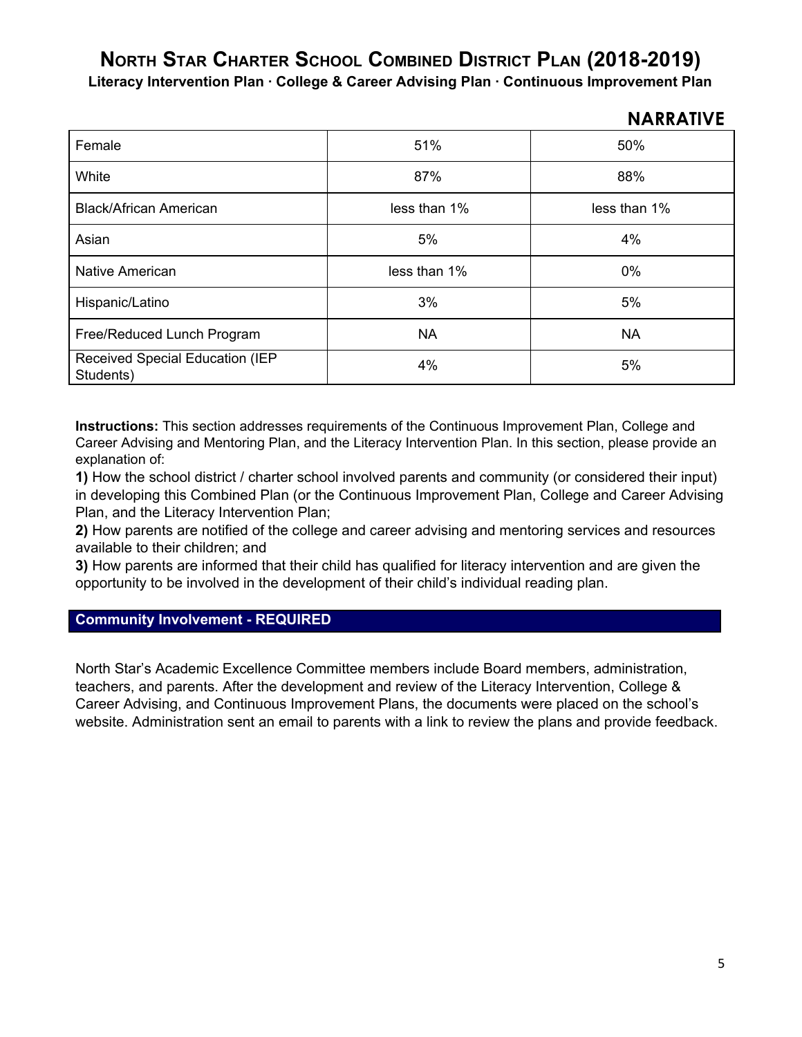## NARRATIVE

| | | |
|---|---|---|
| Female | 51% | 50% |
| White | 87% | 88% |
| Black/African American | less than 1% | less than 1% |
| Asian | 5% | 4% |
| Native American | less than 1% | 0% |
| Hispanic/Latino | 3% | 5% |
| Free/Reduced Lunch Program | NA | NA |
| Received Special Education (IEP Students) | 4% | 5% |

**Instructions:** This section addresses requirements of the Continuous Improvement Plan, College and Career Advising and Mentoring Plan, and the Literacy Intervention Plan. In this section, please provide an explanation of:

**1)** How the school district / charter school involved parents and community (or considered their input) in developing this Combined Plan (or the Continuous Improvement Plan, College and Career Advising Plan, and the Literacy Intervention Plan;

**2)** How parents are notified of the college and career advising and mentoring services and resources available to their children; and

**3)** How parents are informed that their child has qualified for literacy intervention and are given the opportunity to be involved in the development of their child's individual reading plan.

### Community Involvement - REQUIRED

North Star's Academic Excellence Committee members include Board members, administration, teachers, and parents. After the development and review of the Literacy Intervention, College & Career Advising, and Continuous Improvement Plans, the documents were placed on the school's website. Administration sent an email to parents with a link to review the plans and provide feedback.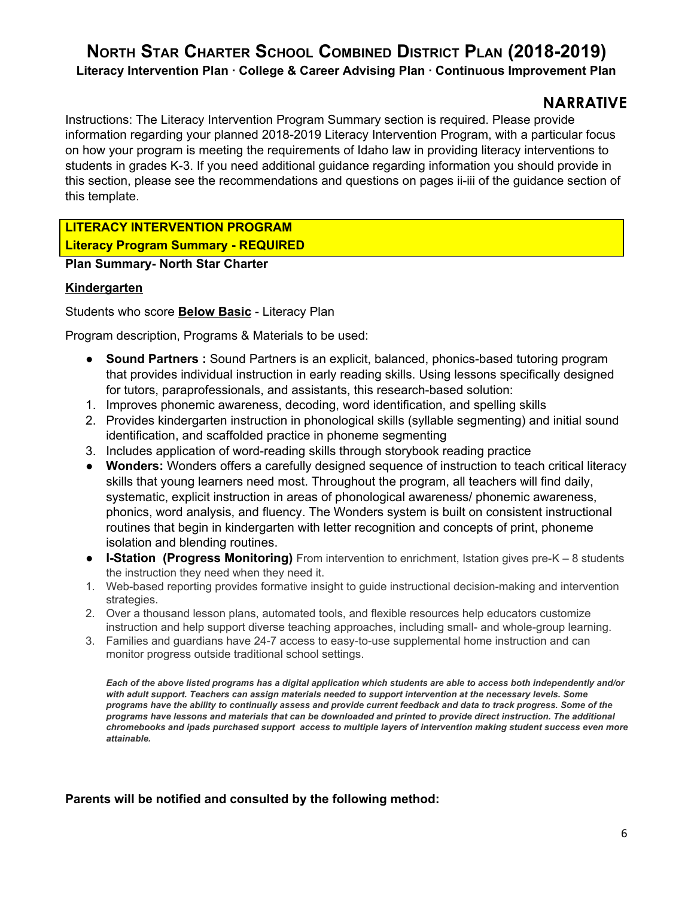# North Star Charter School Combined District Plan (2018-2019)

**Literacy Intervention Plan · College & Career Advising Plan · Continuous Improvement Plan**

## NARRATIVE

Instructions: The Literacy Intervention Program Summary section is required. Please provide information regarding your planned 2018-2019 Literacy Intervention Program, with a particular focus on how your program is meeting the requirements of Idaho law in providing literacy interventions to students in grades K-3. If you need additional guidance regarding information you should provide in this section, please see the recommendations and questions on pages ii-iii of the guidance section of this template.

**LITERACY INTERVENTION PROGRAM**
**Literacy Program Summary - REQUIRED**

**Plan Summary- North Star Charter**

**Kindergarten**

Students who score **Below Basic** - Literacy Plan

Program description, Programs & Materials to be used:

- **Sound Partners :** Sound Partners is an explicit, balanced, phonics-based tutoring program that provides individual instruction in early reading skills. Using lessons specifically designed for tutors, paraprofessionals, and assistants, this research-based solution:
  1. Improves phonemic awareness, decoding, word identification, and spelling skills
  2. Provides kindergarten instruction in phonological skills (syllable segmenting) and initial sound identification, and scaffolded practice in phoneme segmenting
  3. Includes application of word-reading skills through storybook reading practice
- **Wonders:** Wonders offers a carefully designed sequence of instruction to teach critical literacy skills that young learners need most. Throughout the program, all teachers will find daily, systematic, explicit instruction in areas of phonological awareness/ phonemic awareness, phonics, word analysis, and fluency. The Wonders system is built on consistent instructional routines that begin in kindergarten with letter recognition and concepts of print, phoneme isolation and blending routines.
- **I-Station (Progress Monitoring)** From intervention to enrichment, Istation gives pre-K – 8 students the instruction they need when they need it.
  1. Web-based reporting provides formative insight to guide instructional decision-making and intervention strategies.
  2. Over a thousand lesson plans, automated tools, and flexible resources help educators customize instruction and help support diverse teaching approaches, including small- and whole-group learning.
  3. Families and guardians have 24-7 access to easy-to-use supplemental home instruction and can monitor progress outside traditional school settings.

***Each of the above listed programs has a digital application which students are able to access both independently and/or with adult support. Teachers can assign materials needed to support intervention at the necessary levels. Some programs have the ability to continually assess and provide current feedback and data to track progress. Some of the programs have lessons and materials that can be downloaded and printed to provide direct instruction. The additional chromebooks and ipads purchased support access to multiple layers of intervention making student success even more attainable.***

**Parents will be notified and consulted by the following method:**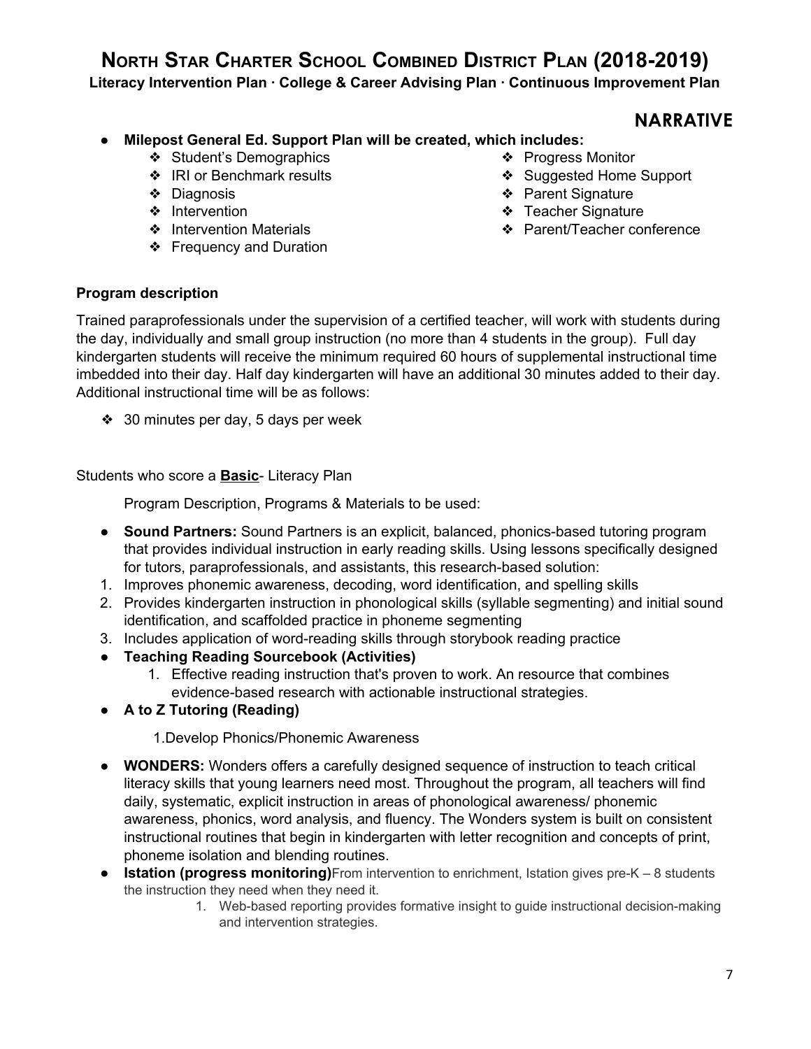## NARRATIVE

- **Milepost General Ed. Support Plan will be created, which includes:**
    - Student's Demographics
    - IRI or Benchmark results
    - Diagnosis
    - Intervention
    - Intervention Materials
    - Frequency and Duration
    - Progress Monitor
    - Suggested Home Support
    - Parent Signature
    - Teacher Signature
    - Parent/Teacher conference

**Program description**

Trained paraprofessionals under the supervision of a certified teacher, will work with students during the day, individually and small group instruction (no more than 4 students in the group). Full day kindergarten students will receive the minimum required 60 hours of supplemental instructional time imbedded into their day. Half day kindergarten will have an additional 30 minutes added to their day. Additional instructional time will be as follows:

- 30 minutes per day, 5 days per week

Students who score a **<u>Basic</u>**- Literacy Plan

Program Description, Programs & Materials to be used:

- **Sound Partners:** Sound Partners is an explicit, balanced, phonics-based tutoring program that provides individual instruction in early reading skills. Using lessons specifically designed for tutors, paraprofessionals, and assistants, this research-based solution:
1. Improves phonemic awareness, decoding, word identification, and spelling skills
2. Provides kindergarten instruction in phonological skills (syllable segmenting) and initial sound identification, and scaffolded practice in phoneme segmenting
3. Includes application of word-reading skills through storybook reading practice

- **Teaching Reading Sourcebook (Activities)**
    1. Effective reading instruction that's proven to work. An resource that combines evidence-based research with actionable instructional strategies.
- **A to Z Tutoring (Reading)**
    1. Develop Phonics/Phonemic Awareness
- **WONDERS:** Wonders offers a carefully designed sequence of instruction to teach critical literacy skills that young learners need most. Throughout the program, all teachers will find daily, systematic, explicit instruction in areas of phonological awareness/ phonemic awareness, phonics, word analysis, and fluency. The Wonders system is built on consistent instructional routines that begin in kindergarten with letter recognition and concepts of print, phoneme isolation and blending routines.
- **Istation (progress monitoring)** From intervention to enrichment, Istation gives pre-K – 8 students the instruction they need when they need it.
    1. Web-based reporting provides formative insight to guide instructional decision-making and intervention strategies.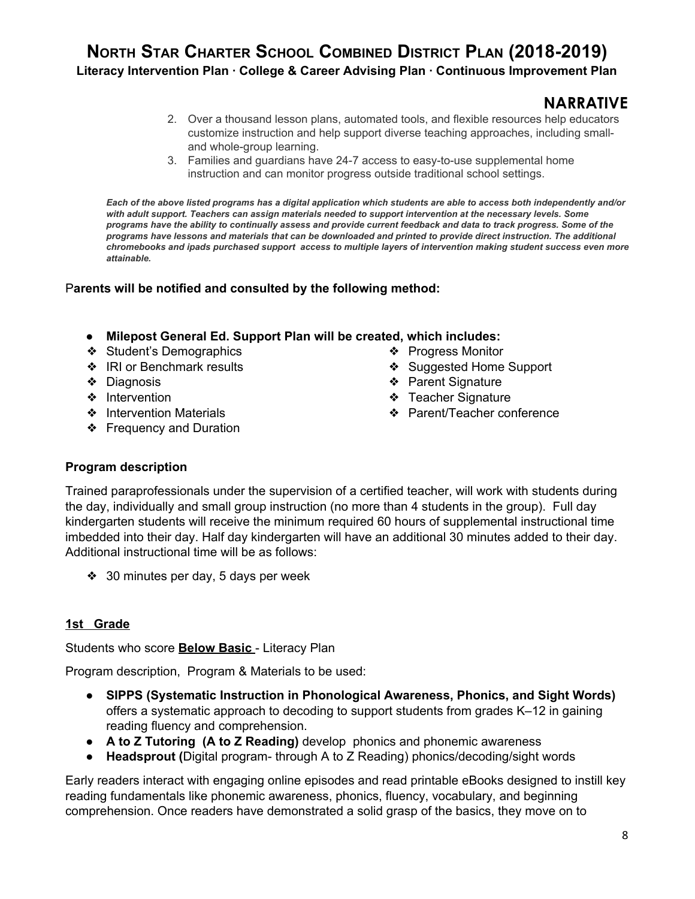## NARRATIVE

2. Over a thousand lesson plans, automated tools, and flexible resources help educators customize instruction and help support diverse teaching approaches, including small- and whole-group learning.
3. Families and guardians have 24-7 access to easy-to-use supplemental home instruction and can monitor progress outside traditional school settings.

***Each of the above listed programs has a digital application which students are able to access both independently and/or with adult support. Teachers can assign materials needed to support intervention at the necessary levels. Some programs have the ability to continually assess and provide current feedback and data to track progress. Some of the programs have lessons and materials that can be downloaded and printed to provide direct instruction. The additional chromebooks and ipads purchased support access to multiple layers of intervention making student success even more attainable.***

P**arents will be notified and consulted by the following method:**

- **Milepost General Ed. Support Plan will be created, which includes:**
  - Student's Demographics
  - IRI or Benchmark results
  - Diagnosis
  - Intervention
  - Intervention Materials
  - Frequency and Duration
  - Progress Monitor
  - Suggested Home Support
  - Parent Signature
  - Teacher Signature
  - Parent/Teacher conference

**Program description**

Trained paraprofessionals under the supervision of a certified teacher, will work with students during the day, individually and small group instruction (no more than 4 students in the group). Full day kindergarten students will receive the minimum required 60 hours of supplemental instructional time imbedded into their day. Half day kindergarten will have an additional 30 minutes added to their day. Additional instructional time will be as follows:

- 30 minutes per day, 5 days per week

**1st Grade**

Students who score **Below Basic** - Literacy Plan

Program description, Program & Materials to be used:

- **SIPPS (Systematic Instruction in Phonological Awareness, Phonics, and Sight Words)** offers a systematic approach to decoding to support students from grades K–12 in gaining reading fluency and comprehension.
- **A to Z Tutoring (A to Z Reading)** develop phonics and phonemic awareness
- **Headsprout (**Digital program- through A to Z Reading) phonics/decoding/sight words

Early readers interact with engaging online episodes and read printable eBooks designed to instill key reading fundamentals like phonemic awareness, phonics, fluency, vocabulary, and beginning comprehension. Once readers have demonstrated a solid grasp of the basics, they move on to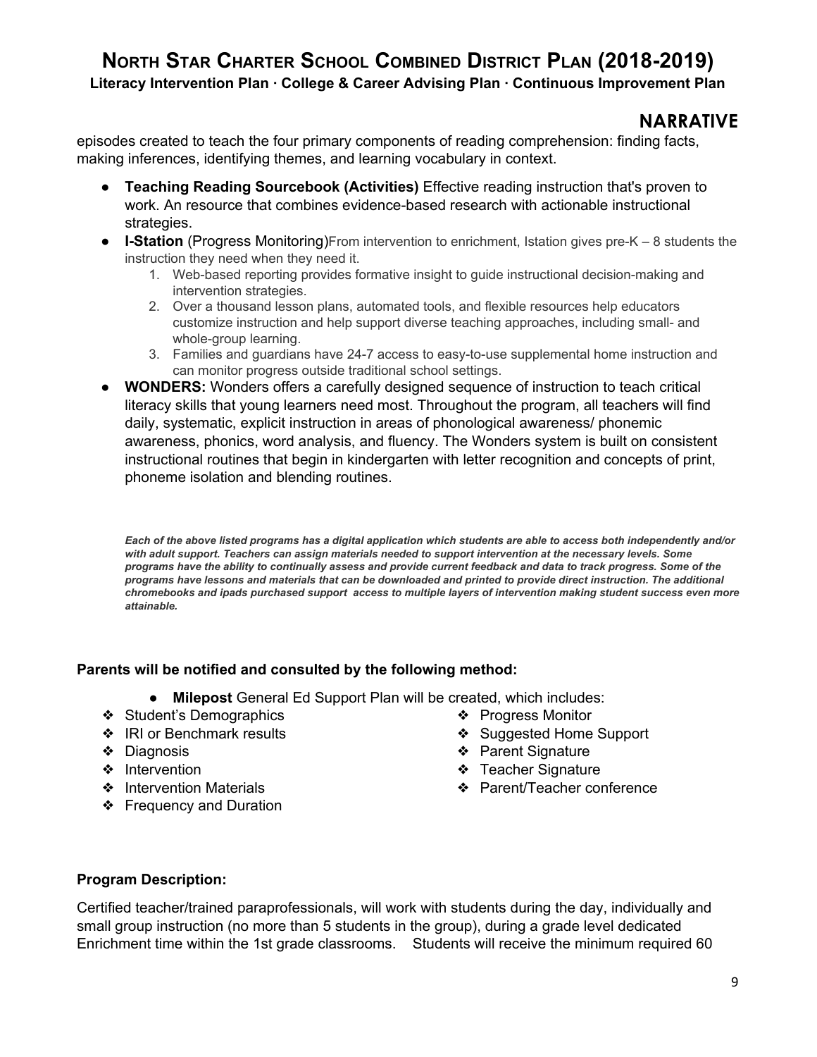## NARRATIVE

episodes created to teach the four primary components of reading comprehension: finding facts, making inferences, identifying themes, and learning vocabulary in context.

- **Teaching Reading Sourcebook (Activities)** Effective reading instruction that's proven to work. An resource that combines evidence-based research with actionable instructional strategies.
- **I-Station** (Progress Monitoring)From intervention to enrichment, Istation gives pre-K – 8 students the instruction they need when they need it.
  1. Web-based reporting provides formative insight to guide instructional decision-making and intervention strategies.
  2. Over a thousand lesson plans, automated tools, and flexible resources help educators customize instruction and help support diverse teaching approaches, including small- and whole-group learning.
  3. Families and guardians have 24-7 access to easy-to-use supplemental home instruction and can monitor progress outside traditional school settings.
- **WONDERS:** Wonders offers a carefully designed sequence of instruction to teach critical literacy skills that young learners need most. Throughout the program, all teachers will find daily, systematic, explicit instruction in areas of phonological awareness/ phonemic awareness, phonics, word analysis, and fluency. The Wonders system is built on consistent instructional routines that begin in kindergarten with letter recognition and concepts of print, phoneme isolation and blending routines.

***Each of the above listed programs has a digital application which students are able to access both independently and/or with adult support. Teachers can assign materials needed to support intervention at the necessary levels. Some programs have the ability to continually assess and provide current feedback and data to track progress. Some of the programs have lessons and materials that can be downloaded and printed to provide direct instruction. The additional chromebooks and ipads purchased support access to multiple layers of intervention making student success even more attainable.***

**Parents will be notified and consulted by the following method:**

- **Milepost** General Ed Support Plan will be created, which includes:

❖ Student's Demographics
❖ IRI or Benchmark results
❖ Diagnosis
❖ Intervention
❖ Intervention Materials
❖ Frequency and Duration
❖ Progress Monitor
❖ Suggested Home Support
❖ Parent Signature
❖ Teacher Signature
❖ Parent/Teacher conference

**Program Description:**

Certified teacher/trained paraprofessionals, will work with students during the day, individually and small group instruction (no more than 5 students in the group), during a grade level dedicated Enrichment time within the 1st grade classrooms. Students will receive the minimum required 60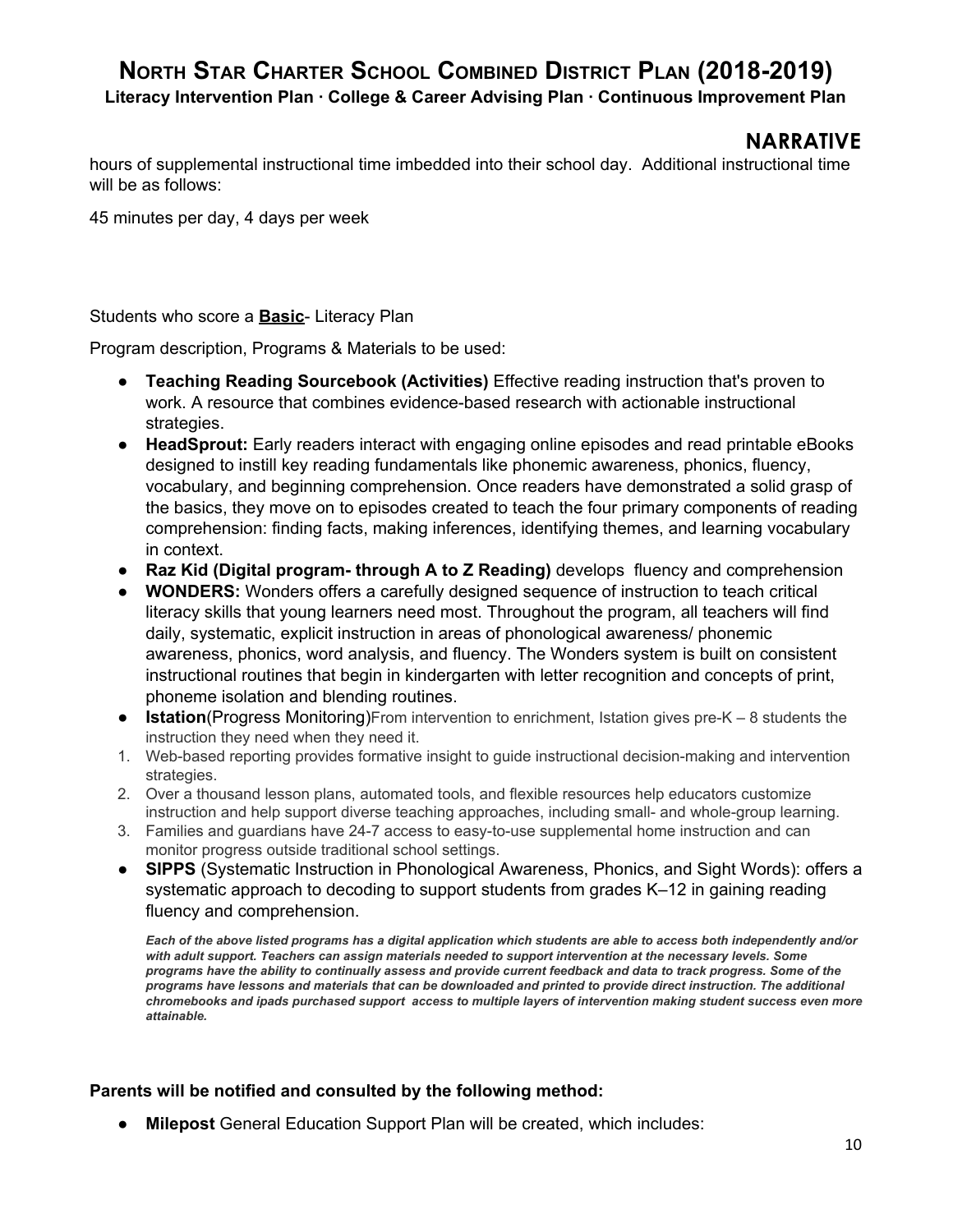hours of supplemental instructional time imbedded into their school day. Additional instructional time will be as follows:

45 minutes per day, 4 days per week

Students who score a **Basic**- Literacy Plan

Program description, Programs & Materials to be used:

- **Teaching Reading Sourcebook (Activities)** Effective reading instruction that's proven to work. A resource that combines evidence-based research with actionable instructional strategies.
- **HeadSprout:** Early readers interact with engaging online episodes and read printable eBooks designed to instill key reading fundamentals like phonemic awareness, phonics, fluency, vocabulary, and beginning comprehension. Once readers have demonstrated a solid grasp of the basics, they move on to episodes created to teach the four primary components of reading comprehension: finding facts, making inferences, identifying themes, and learning vocabulary in context.
- **Raz Kid (Digital program- through A to Z Reading)** develops fluency and comprehension
- **WONDERS:** Wonders offers a carefully designed sequence of instruction to teach critical literacy skills that young learners need most. Throughout the program, all teachers will find daily, systematic, explicit instruction in areas of phonological awareness/ phonemic awareness, phonics, word analysis, and fluency. The Wonders system is built on consistent instructional routines that begin in kindergarten with letter recognition and concepts of print, phoneme isolation and blending routines.
- **Istation**(Progress Monitoring)From intervention to enrichment, Istation gives pre-K – 8 students the instruction they need when they need it.

1. Web-based reporting provides formative insight to guide instructional decision-making and intervention strategies.
2. Over a thousand lesson plans, automated tools, and flexible resources help educators customize instruction and help support diverse teaching approaches, including small- and whole-group learning.
3. Families and guardians have 24-7 access to easy-to-use supplemental home instruction and can monitor progress outside traditional school settings.

- **SIPPS** (Systematic Instruction in Phonological Awareness, Phonics, and Sight Words): offers a systematic approach to decoding to support students from grades K–12 in gaining reading fluency and comprehension.

***Each of the above listed programs has a digital application which students are able to access both independently and/or with adult support. Teachers can assign materials needed to support intervention at the necessary levels. Some programs have the ability to continually assess and provide current feedback and data to track progress. Some of the programs have lessons and materials that can be downloaded and printed to provide direct instruction. The additional chromebooks and ipads purchased support access to multiple layers of intervention making student success even more attainable.***

**Parents will be notified and consulted by the following method:**

- **Milepost** General Education Support Plan will be created, which includes: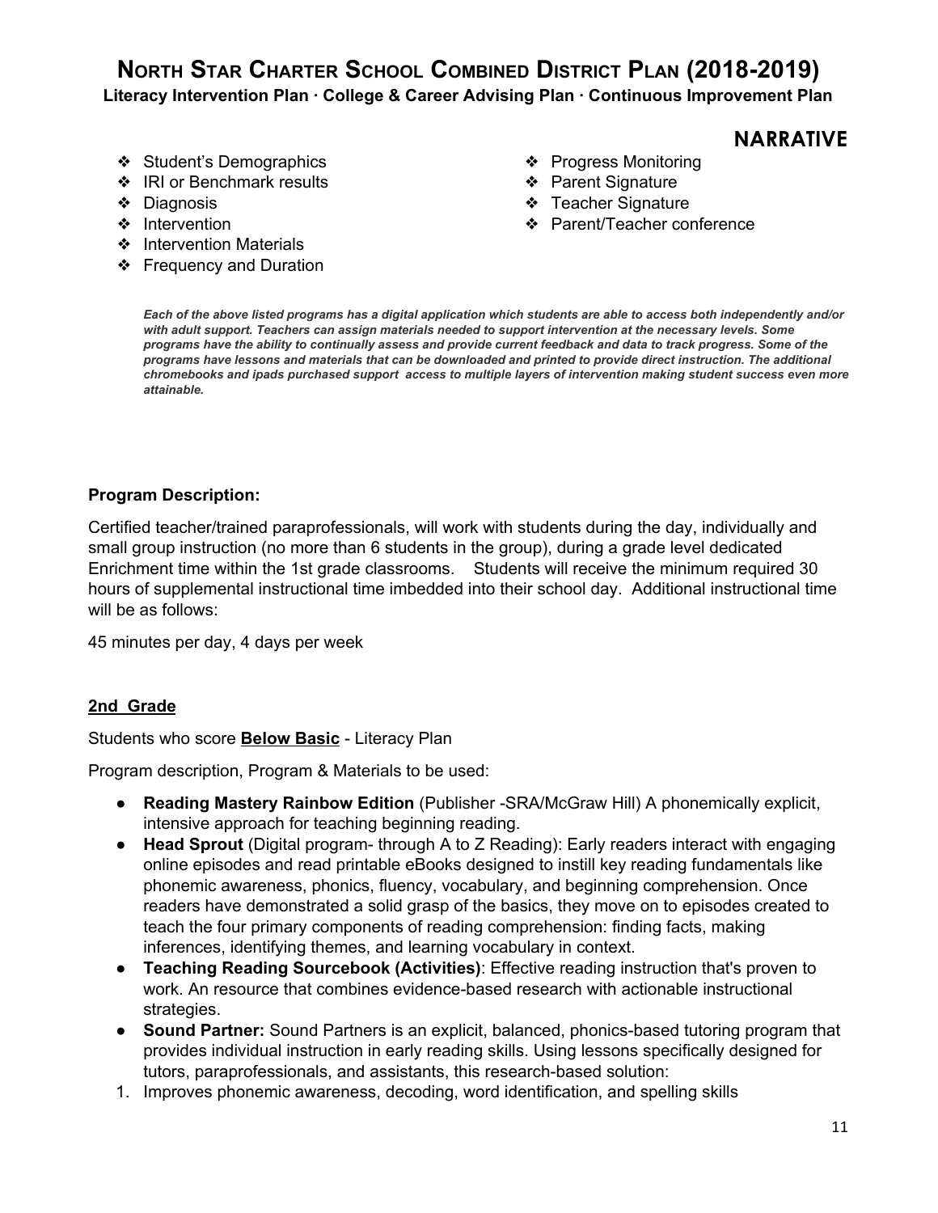# NORTH STAR CHARTER SCHOOL COMBINED DISTRICT PLAN (2018-2019)

**Literacy Intervention Plan · College & Career Advising Plan · Continuous Improvement Plan**

## NARRATIVE

- ❖ Student's Demographics
- ❖ IRI or Benchmark results
- ❖ Diagnosis
- ❖ Intervention
- ❖ Intervention Materials
- ❖ Frequency and Duration
- ❖ Progress Monitoring
- ❖ Parent Signature
- ❖ Teacher Signature
- ❖ Parent/Teacher conference

***Each of the above listed programs has a digital application which students are able to access both independently and/or with adult support. Teachers can assign materials needed to support intervention at the necessary levels. Some programs have the ability to continually assess and provide current feedback and data to track progress. Some of the programs have lessons and materials that can be downloaded and printed to provide direct instruction. The additional chromebooks and ipads purchased support access to multiple layers of intervention making student success even more attainable.***

**Program Description:**

Certified teacher/trained paraprofessionals, will work with students during the day, individually and small group instruction (no more than 6 students in the group), during a grade level dedicated Enrichment time within the 1st grade classrooms. Students will receive the minimum required 30 hours of supplemental instructional time imbedded into their school day. Additional instructional time will be as follows:

45 minutes per day, 4 days per week

**2nd Grade**

Students who score **Below Basic** - Literacy Plan

Program description, Program & Materials to be used:

- **Reading Mastery Rainbow Edition** (Publisher -SRA/McGraw Hill) A phonemically explicit, intensive approach for teaching beginning reading.
- **Head Sprout** (Digital program- through A to Z Reading): Early readers interact with engaging online episodes and read printable eBooks designed to instill key reading fundamentals like phonemic awareness, phonics, fluency, vocabulary, and beginning comprehension. Once readers have demonstrated a solid grasp of the basics, they move on to episodes created to teach the four primary components of reading comprehension: finding facts, making inferences, identifying themes, and learning vocabulary in context.
- **Teaching Reading Sourcebook (Activities)**: Effective reading instruction that's proven to work. An resource that combines evidence-based research with actionable instructional strategies.
- **Sound Partner:** Sound Partners is an explicit, balanced, phonics-based tutoring program that provides individual instruction in early reading skills. Using lessons specifically designed for tutors, paraprofessionals, and assistants, this research-based solution:

1. Improves phonemic awareness, decoding, word identification, and spelling skills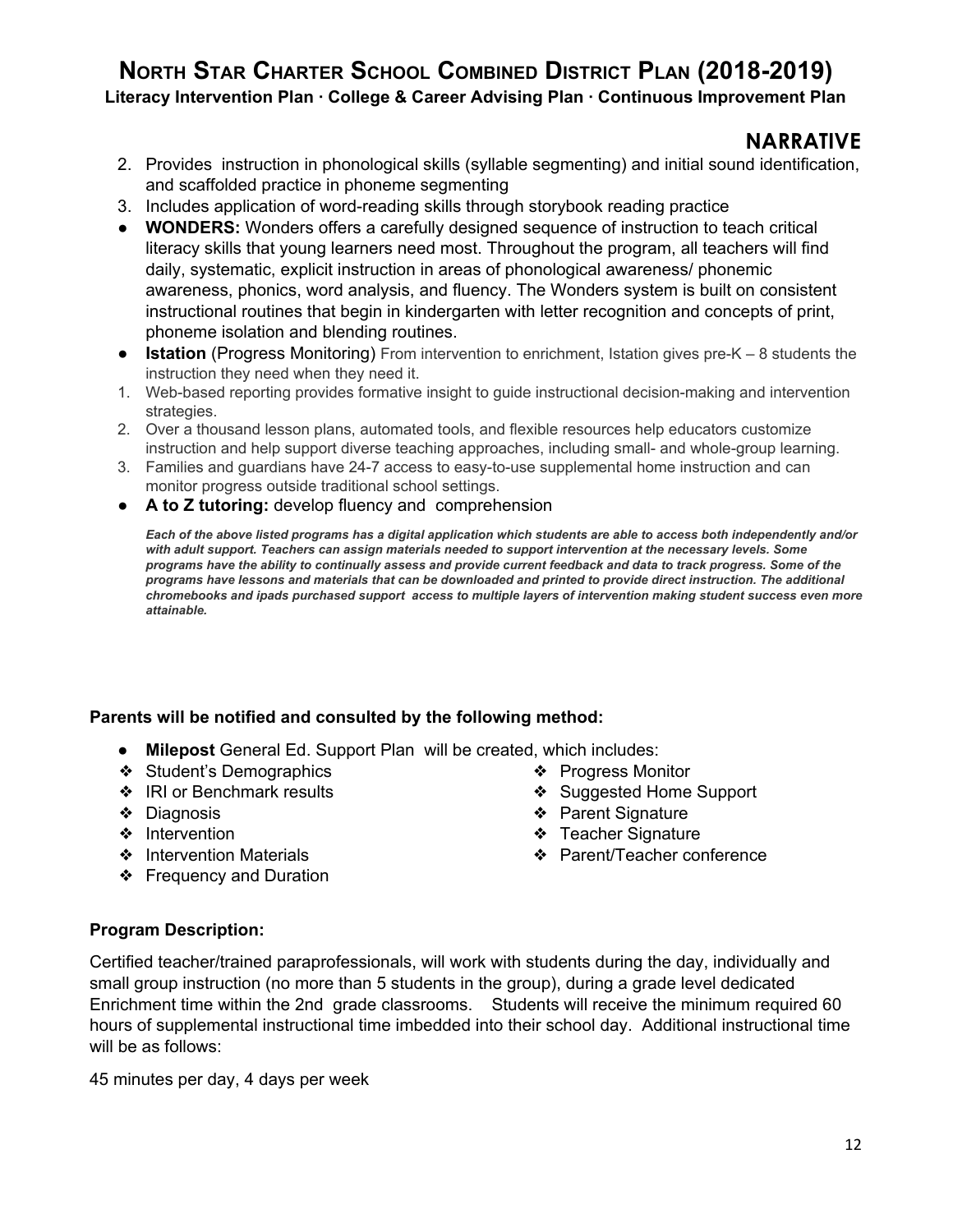## NARRATIVE

2. Provides instruction in phonological skills (syllable segmenting) and initial sound identification, and scaffolded practice in phoneme segmenting
3. Includes application of word-reading skills through storybook reading practice

- **WONDERS:** Wonders offers a carefully designed sequence of instruction to teach critical literacy skills that young learners need most. Throughout the program, all teachers will find daily, systematic, explicit instruction in areas of phonological awareness/ phonemic awareness, phonics, word analysis, and fluency. The Wonders system is built on consistent instructional routines that begin in kindergarten with letter recognition and concepts of print, phoneme isolation and blending routines.
- **Istation** (Progress Monitoring) From intervention to enrichment, Istation gives pre-K – 8 students the instruction they need when they need it.

1. Web-based reporting provides formative insight to guide instructional decision-making and intervention strategies.
2. Over a thousand lesson plans, automated tools, and flexible resources help educators customize instruction and help support diverse teaching approaches, including small- and whole-group learning.
3. Families and guardians have 24-7 access to easy-to-use supplemental home instruction and can monitor progress outside traditional school settings.

- **A to Z tutoring:** develop fluency and comprehension

***Each of the above listed programs has a digital application which students are able to access both independently and/or with adult support. Teachers can assign materials needed to support intervention at the necessary levels. Some programs have the ability to continually assess and provide current feedback and data to track progress. Some of the programs have lessons and materials that can be downloaded and printed to provide direct instruction. The additional chromebooks and ipads purchased support access to multiple layers of intervention making student success even more attainable.***

**Parents will be notified and consulted by the following method:**

- **Milepost** General Ed. Support Plan will be created, which includes:
  - Student's Demographics
  - IRI or Benchmark results
  - Diagnosis
  - Intervention
  - Intervention Materials
  - Frequency and Duration
  - Progress Monitor
  - Suggested Home Support
  - Parent Signature
  - Teacher Signature
  - Parent/Teacher conference

**Program Description:**

Certified teacher/trained paraprofessionals, will work with students during the day, individually and small group instruction (no more than 5 students in the group), during a grade level dedicated Enrichment time within the 2nd grade classrooms. Students will receive the minimum required 60 hours of supplemental instructional time imbedded into their school day. Additional instructional time will be as follows:

45 minutes per day, 4 days per week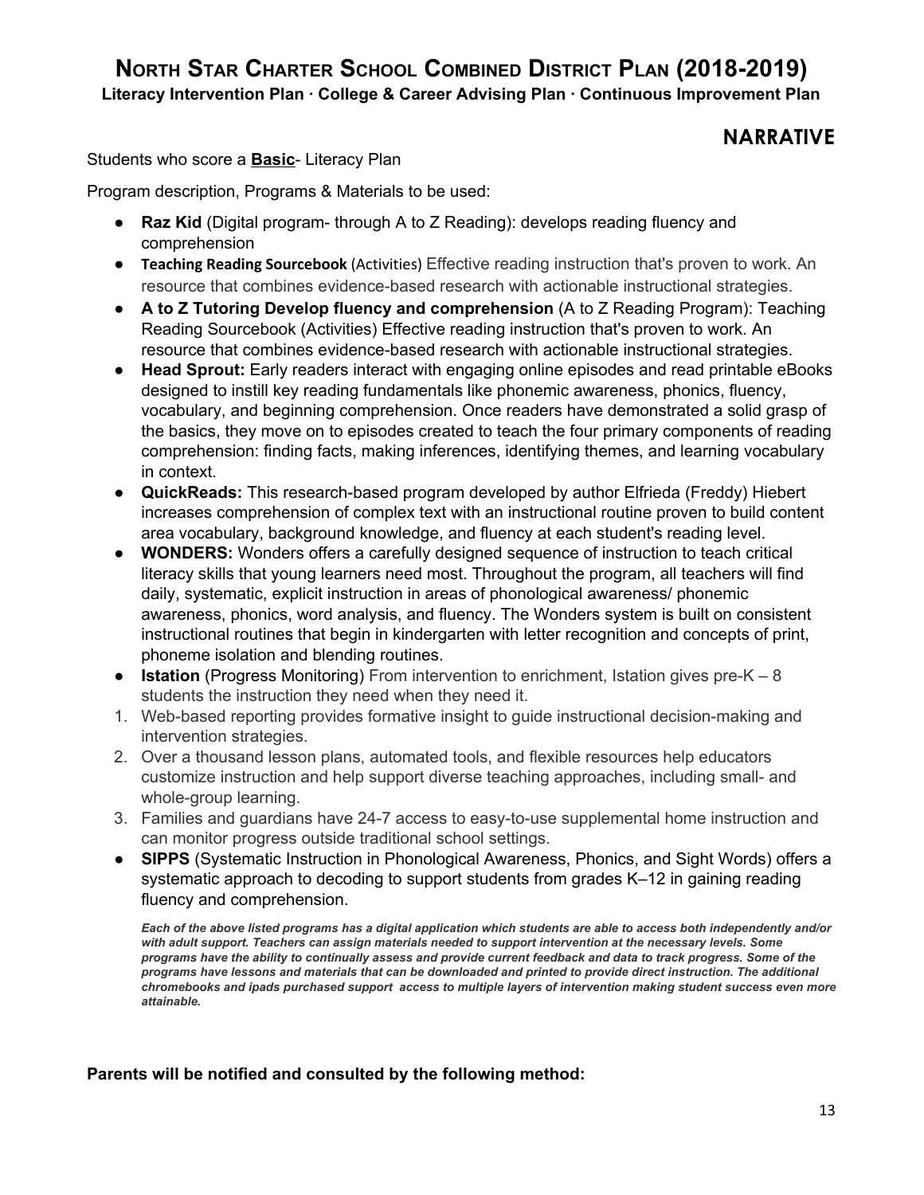# NARRATIVE

Students who score a **Basic**- Literacy Plan

Program description, Programs & Materials to be used:

- **Raz Kid** (Digital program- through A to Z Reading): develops reading fluency and comprehension
- **Teaching Reading Sourcebook** (Activities) Effective reading instruction that's proven to work. An resource that combines evidence-based research with actionable instructional strategies.
- **A to Z Tutoring Develop fluency and comprehension** (A to Z Reading Program): Teaching Reading Sourcebook (Activities) Effective reading instruction that's proven to work. An resource that combines evidence-based research with actionable instructional strategies.
- **Head Sprout:** Early readers interact with engaging online episodes and read printable eBooks designed to instill key reading fundamentals like phonemic awareness, phonics, fluency, vocabulary, and beginning comprehension. Once readers have demonstrated a solid grasp of the basics, they move on to episodes created to teach the four primary components of reading comprehension: finding facts, making inferences, identifying themes, and learning vocabulary in context.
- **QuickReads:** This research-based program developed by author Elfrieda (Freddy) Hiebert increases comprehension of complex text with an instructional routine proven to build content area vocabulary, background knowledge, and fluency at each student's reading level.
- **WONDERS:** Wonders offers a carefully designed sequence of instruction to teach critical literacy skills that young learners need most. Throughout the program, all teachers will find daily, systematic, explicit instruction in areas of phonological awareness/ phonemic awareness, phonics, word analysis, and fluency. The Wonders system is built on consistent instructional routines that begin in kindergarten with letter recognition and concepts of print, phoneme isolation and blending routines.
- **Istation** (Progress Monitoring) From intervention to enrichment, Istation gives pre-K – 8 students the instruction they need when they need it.

1. Web-based reporting provides formative insight to guide instructional decision-making and intervention strategies.
2. Over a thousand lesson plans, automated tools, and flexible resources help educators customize instruction and help support diverse teaching approaches, including small- and whole-group learning.
3. Families and guardians have 24-7 access to easy-to-use supplemental home instruction and can monitor progress outside traditional school settings.

- **SIPPS** (Systematic Instruction in Phonological Awareness, Phonics, and Sight Words) offers a systematic approach to decoding to support students from grades K–12 in gaining reading fluency and comprehension.

***Each of the above listed programs has a digital application which students are able to access both independently and/or with adult support. Teachers can assign materials needed to support intervention at the necessary levels. Some programs have the ability to continually assess and provide current feedback and data to track progress. Some of the programs have lessons and materials that can be downloaded and printed to provide direct instruction. The additional chromebooks and ipads purchased support access to multiple layers of intervention making student success even more attainable.***

**Parents will be notified and consulted by the following method:**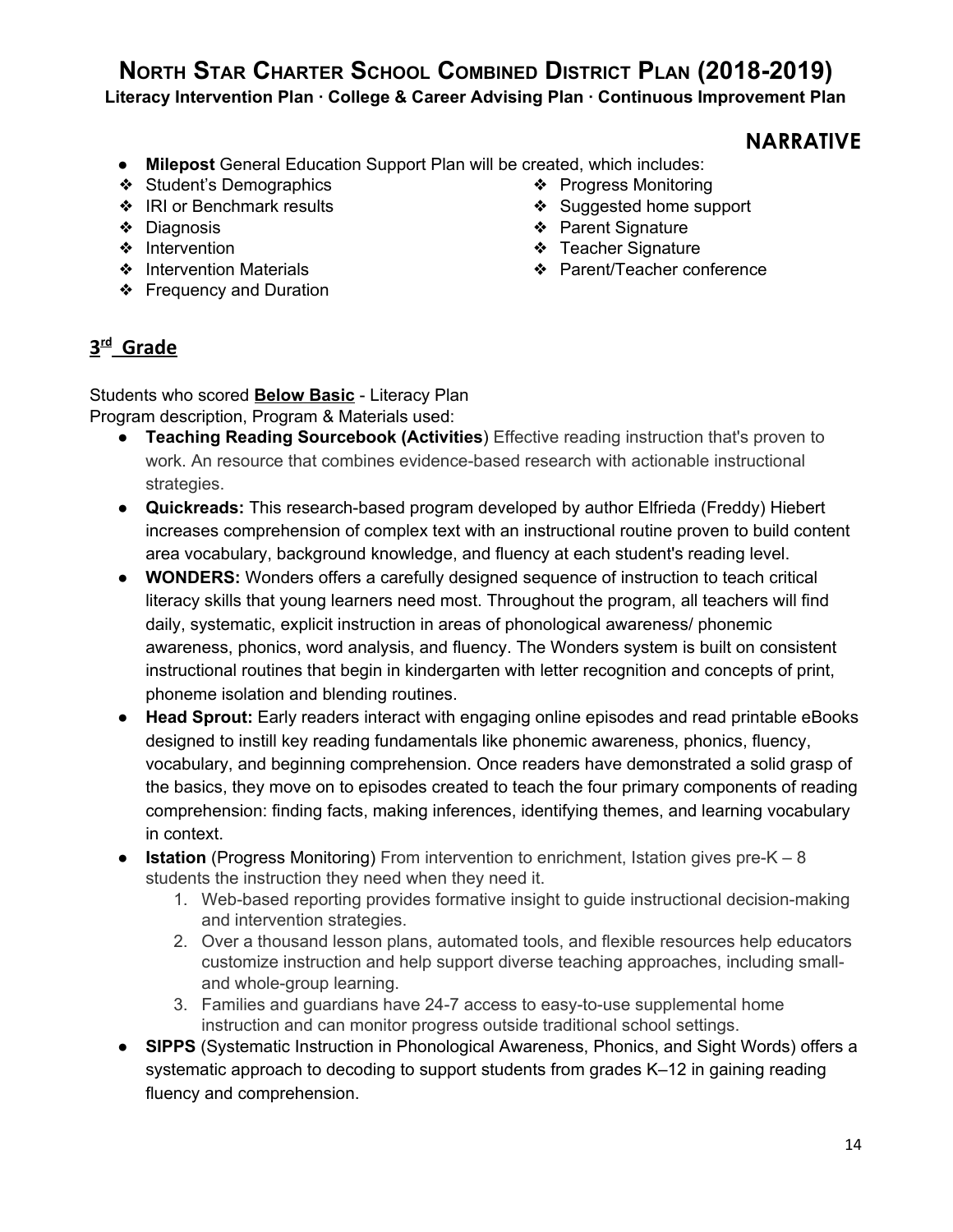## NARRATIVE

- **Milepost** General Education Support Plan will be created, which includes:
  - Student's Demographics
  - IRI or Benchmark results
  - Diagnosis
  - Intervention
  - Intervention Materials
  - Frequency and Duration
  - Progress Monitoring
  - Suggested home support
  - Parent Signature
  - Teacher Signature
  - Parent/Teacher conference

## 3rd Grade

Students who scored **Below Basic** - Literacy Plan
Program description, Program & Materials used:

- **Teaching Reading Sourcebook (Activities**) Effective reading instruction that's proven to work. An resource that combines evidence-based research with actionable instructional strategies.
- **Quickreads:** This research-based program developed by author Elfrieda (Freddy) Hiebert increases comprehension of complex text with an instructional routine proven to build content area vocabulary, background knowledge, and fluency at each student's reading level.
- **WONDERS:** Wonders offers a carefully designed sequence of instruction to teach critical literacy skills that young learners need most. Throughout the program, all teachers will find daily, systematic, explicit instruction in areas of phonological awareness/ phonemic awareness, phonics, word analysis, and fluency. The Wonders system is built on consistent instructional routines that begin in kindergarten with letter recognition and concepts of print, phoneme isolation and blending routines.
- **Head Sprout:** Early readers interact with engaging online episodes and read printable eBooks designed to instill key reading fundamentals like phonemic awareness, phonics, fluency, vocabulary, and beginning comprehension. Once readers have demonstrated a solid grasp of the basics, they move on to episodes created to teach the four primary components of reading comprehension: finding facts, making inferences, identifying themes, and learning vocabulary in context.
- **Istation** (Progress Monitoring) From intervention to enrichment, Istation gives pre-K – 8 students the instruction they need when they need it.
  1. Web-based reporting provides formative insight to guide instructional decision-making and intervention strategies.
  2. Over a thousand lesson plans, automated tools, and flexible resources help educators customize instruction and help support diverse teaching approaches, including small- and whole-group learning.
  3. Families and guardians have 24-7 access to easy-to-use supplemental home instruction and can monitor progress outside traditional school settings.
- **SIPPS** (Systematic Instruction in Phonological Awareness, Phonics, and Sight Words) offers a systematic approach to decoding to support students from grades K–12 in gaining reading fluency and comprehension.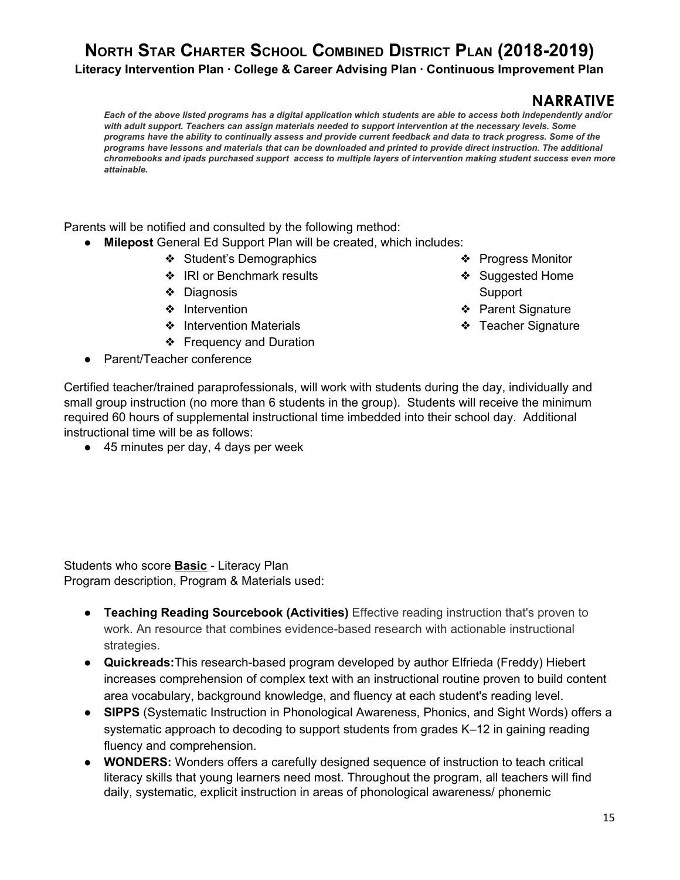# NARRATIVE

***Each of the above listed programs has a digital application which students are able to access both independently and/or with adult support. Teachers can assign materials needed to support intervention at the necessary levels. Some programs have the ability to continually assess and provide current feedback and data to track progress. Some of the programs have lessons and materials that can be downloaded and printed to provide direct instruction. The additional chromebooks and ipads purchased support access to multiple layers of intervention making student success even more attainable.***

Parents will be notified and consulted by the following method:

- **Milepost** General Ed Support Plan will be created, which includes:
  - Student's Demographics
  - IRI or Benchmark results
  - Diagnosis
  - Intervention
  - Intervention Materials
  - Frequency and Duration
  - Progress Monitor
  - Suggested Home Support
  - Parent Signature
  - Teacher Signature
- Parent/Teacher conference

Certified teacher/trained paraprofessionals, will work with students during the day, individually and small group instruction (no more than 6 students in the group). Students will receive the minimum required 60 hours of supplemental instructional time imbedded into their school day. Additional instructional time will be as follows:

- 45 minutes per day, 4 days per week

Students who score **Basic** - Literacy Plan
Program description, Program & Materials used:

- **Teaching Reading Sourcebook (Activities)** Effective reading instruction that's proven to work. An resource that combines evidence-based research with actionable instructional strategies.
- **Quickreads:**This research-based program developed by author Elfrieda (Freddy) Hiebert increases comprehension of complex text with an instructional routine proven to build content area vocabulary, background knowledge, and fluency at each student's reading level.
- **SIPPS** (Systematic Instruction in Phonological Awareness, Phonics, and Sight Words) offers a systematic approach to decoding to support students from grades K–12 in gaining reading fluency and comprehension.
- **WONDERS:** Wonders offers a carefully designed sequence of instruction to teach critical literacy skills that young learners need most. Throughout the program, all teachers will find daily, systematic, explicit instruction in areas of phonological awareness/ phonemic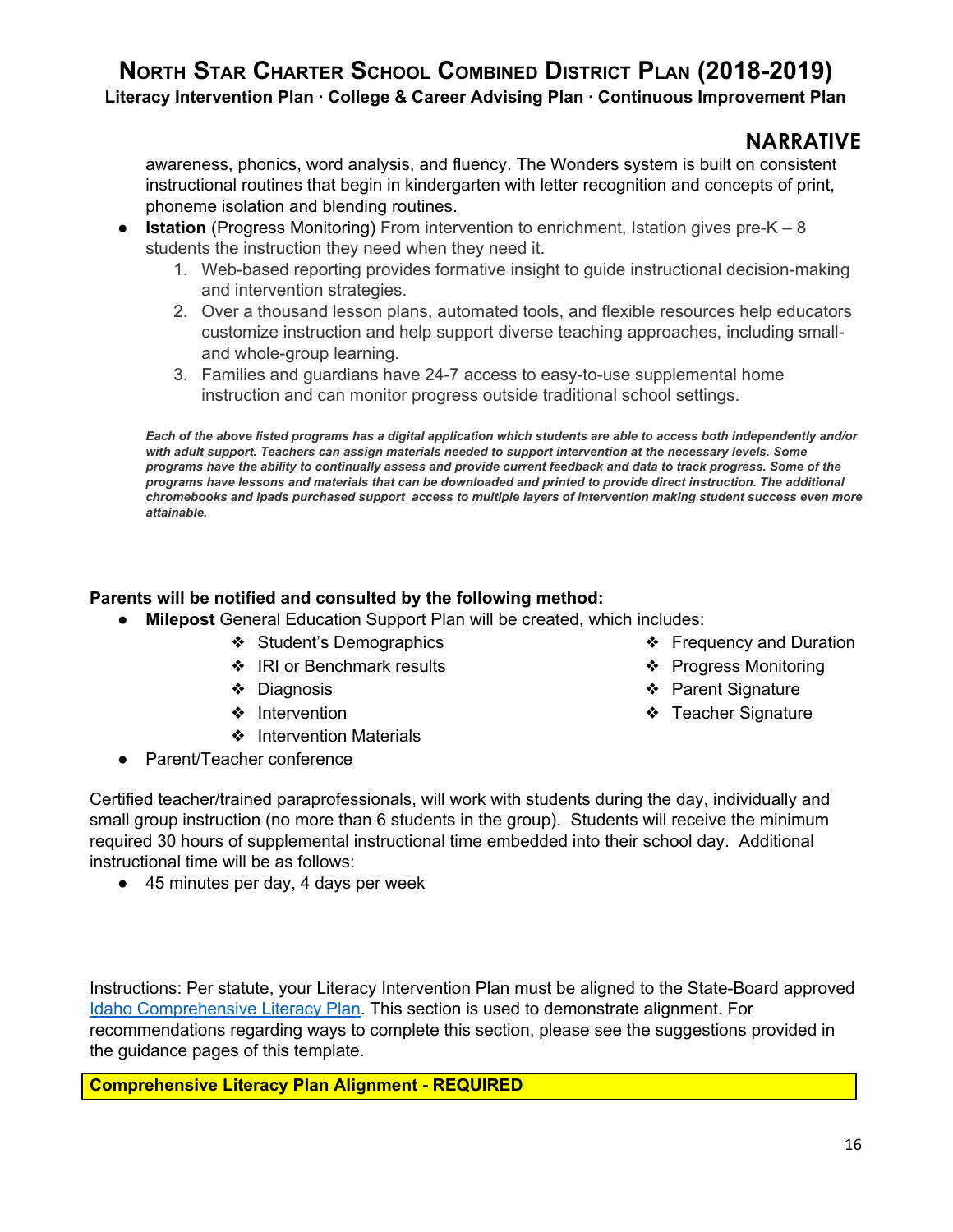## NARRATIVE

awareness, phonics, word analysis, and fluency. The Wonders system is built on consistent instructional routines that begin in kindergarten with letter recognition and concepts of print, phoneme isolation and blending routines.

- **Istation** (Progress Monitoring) From intervention to enrichment, Istation gives pre-K – 8 students the instruction they need when they need it.
    1. Web-based reporting provides formative insight to guide instructional decision-making and intervention strategies.
    2. Over a thousand lesson plans, automated tools, and flexible resources help educators customize instruction and help support diverse teaching approaches, including small- and whole-group learning.
    3. Families and guardians have 24-7 access to easy-to-use supplemental home instruction and can monitor progress outside traditional school settings.

***Each of the above listed programs has a digital application which students are able to access both independently and/or with adult support. Teachers can assign materials needed to support intervention at the necessary levels. Some programs have the ability to continually assess and provide current feedback and data to track progress. Some of the programs have lessons and materials that can be downloaded and printed to provide direct instruction. The additional chromebooks and ipads purchased support access to multiple layers of intervention making student success even more attainable.***

**Parents will be notified and consulted by the following method:**

- **Milepost** General Education Support Plan will be created, which includes:
    - Student's Demographics
    - IRI or Benchmark results
    - Diagnosis
    - Intervention
    - Intervention Materials
    - Frequency and Duration
    - Progress Monitoring
    - Parent Signature
    - Teacher Signature
- Parent/Teacher conference

Certified teacher/trained paraprofessionals, will work with students during the day, individually and small group instruction (no more than 6 students in the group). Students will receive the minimum required 30 hours of supplemental instructional time embedded into their school day. Additional instructional time will be as follows:

- 45 minutes per day, 4 days per week

Instructions: Per statute, your Literacy Intervention Plan must be aligned to the State-Board approved Idaho Comprehensive Literacy Plan. This section is used to demonstrate alignment. For recommendations regarding ways to complete this section, please see the suggestions provided in the guidance pages of this template.

**Comprehensive Literacy Plan Alignment - REQUIRED**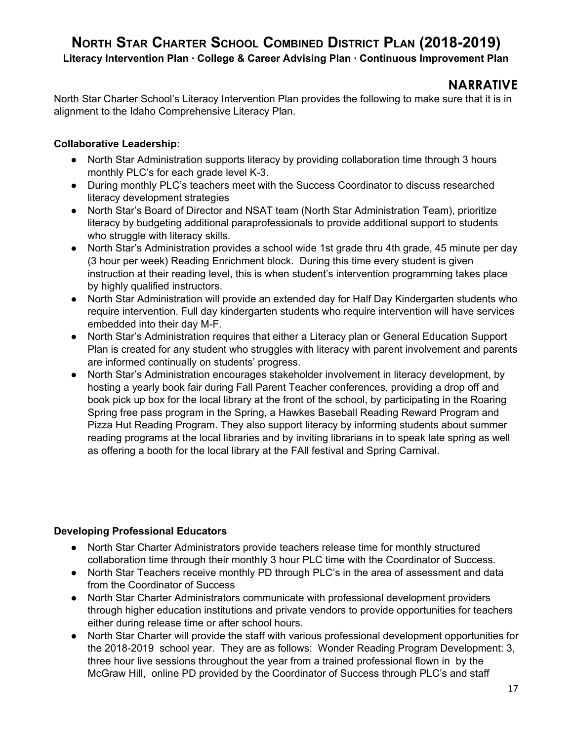# North Star Charter School Combined District Plan (2018-2019)

**Literacy Intervention Plan · College & Career Advising Plan · Continuous Improvement Plan**

## NARRATIVE

North Star Charter School's Literacy Intervention Plan provides the following to make sure that it is in alignment to the Idaho Comprehensive Literacy Plan.

**Collaborative Leadership:**

- North Star Administration supports literacy by providing collaboration time through 3 hours monthly PLC's for each grade level K-3.
- During monthly PLC's teachers meet with the Success Coordinator to discuss researched literacy development strategies
- North Star's Board of Director and NSAT team (North Star Administration Team), prioritize literacy by budgeting additional paraprofessionals to provide additional support to students who struggle with literacy skills.
- North Star's Administration provides a school wide 1st grade thru 4th grade, 45 minute per day (3 hour per week) Reading Enrichment block. During this time every student is given instruction at their reading level, this is when student's intervention programming takes place by highly qualified instructors.
- North Star Administration will provide an extended day for Half Day Kindergarten students who require intervention. Full day kindergarten students who require intervention will have services embedded into their day M-F.
- North Star's Administration requires that either a Literacy plan or General Education Support Plan is created for any student who struggles with literacy with parent involvement and parents are informed continually on students' progress.
- North Star's Administration encourages stakeholder involvement in literacy development, by hosting a yearly book fair during Fall Parent Teacher conferences, providing a drop off and book pick up box for the local library at the front of the school, by participating in the Roaring Spring free pass program in the Spring, a Hawkes Baseball Reading Reward Program and Pizza Hut Reading Program. They also support literacy by informing students about summer reading programs at the local libraries and by inviting librarians in to speak late spring as well as offering a booth for the local library at the FAll festival and Spring Carnival.

**Developing Professional Educators**

- North Star Charter Administrators provide teachers release time for monthly structured collaboration time through their monthly 3 hour PLC time with the Coordinator of Success.
- North Star Teachers receive monthly PD through PLC's in the area of assessment and data from the Coordinator of Success
- North Star Charter Administrators communicate with professional development providers through higher education institutions and private vendors to provide opportunities for teachers either during release time or after school hours.
- North Star Charter will provide the staff with various professional development opportunities for the 2018-2019 school year. They are as follows: Wonder Reading Program Development: 3, three hour live sessions throughout the year from a trained professional flown in by the McGraw Hill, online PD provided by the Coordinator of Success through PLC's and staff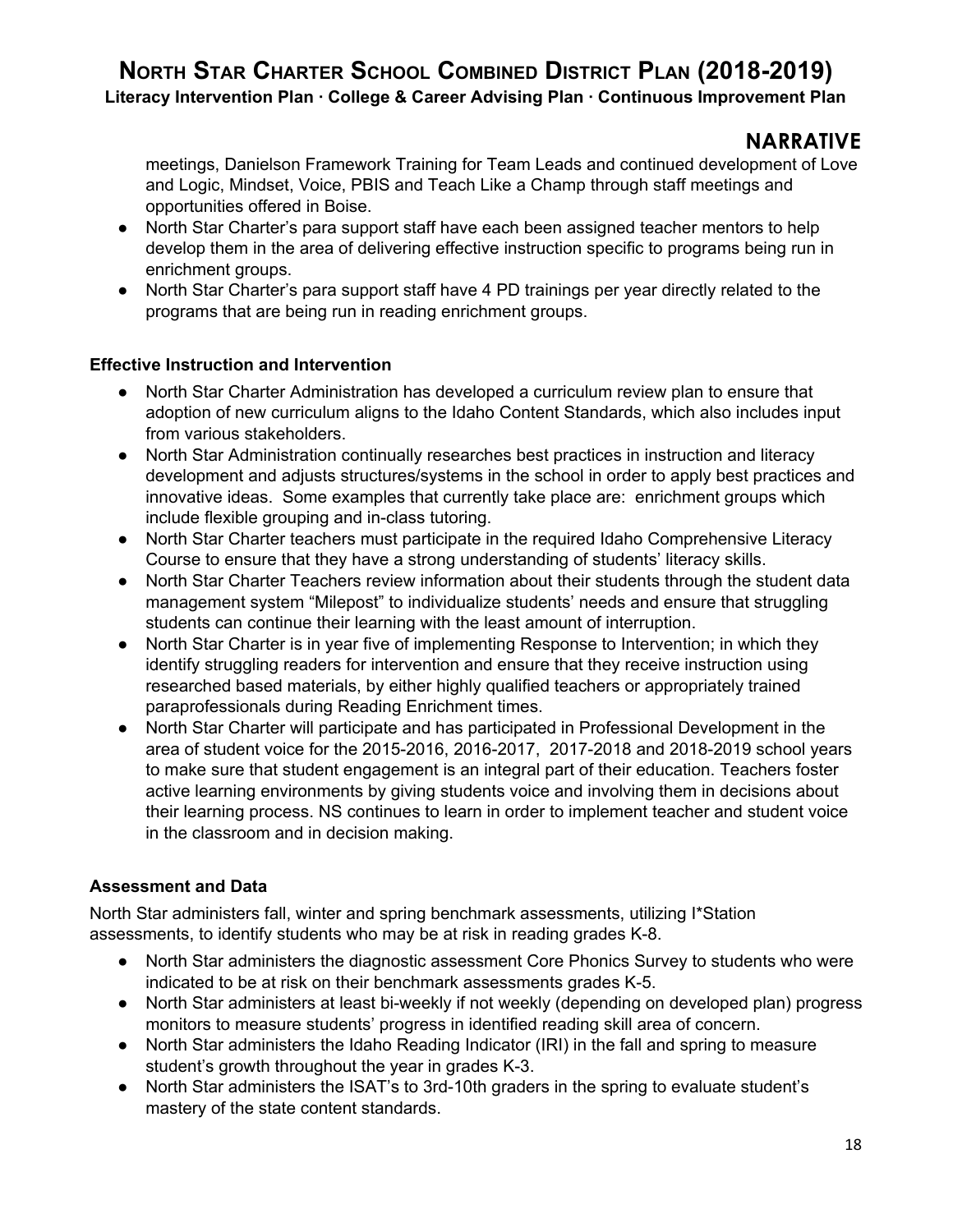## NARRATIVE

meetings, Danielson Framework Training for Team Leads and continued development of Love and Logic, Mindset, Voice, PBIS and Teach Like a Champ through staff meetings and opportunities offered in Boise.

- North Star Charter's para support staff have each been assigned teacher mentors to help develop them in the area of delivering effective instruction specific to programs being run in enrichment groups.
- North Star Charter's para support staff have 4 PD trainings per year directly related to the programs that are being run in reading enrichment groups.

**Effective Instruction and Intervention**

- North Star Charter Administration has developed a curriculum review plan to ensure that adoption of new curriculum aligns to the Idaho Content Standards, which also includes input from various stakeholders.
- North Star Administration continually researches best practices in instruction and literacy development and adjusts structures/systems in the school in order to apply best practices and innovative ideas. Some examples that currently take place are: enrichment groups which include flexible grouping and in-class tutoring.
- North Star Charter teachers must participate in the required Idaho Comprehensive Literacy Course to ensure that they have a strong understanding of students' literacy skills.
- North Star Charter Teachers review information about their students through the student data management system "Milepost" to individualize students' needs and ensure that struggling students can continue their learning with the least amount of interruption.
- North Star Charter is in year five of implementing Response to Intervention; in which they identify struggling readers for intervention and ensure that they receive instruction using researched based materials, by either highly qualified teachers or appropriately trained paraprofessionals during Reading Enrichment times.
- North Star Charter will participate and has participated in Professional Development in the area of student voice for the 2015-2016, 2016-2017, 2017-2018 and 2018-2019 school years to make sure that student engagement is an integral part of their education. Teachers foster active learning environments by giving students voice and involving them in decisions about their learning process. NS continues to learn in order to implement teacher and student voice in the classroom and in decision making.

**Assessment and Data**

North Star administers fall, winter and spring benchmark assessments, utilizing I*Station assessments, to identify students who may be at risk in reading grades K-8.

- North Star administers the diagnostic assessment Core Phonics Survey to students who were indicated to be at risk on their benchmark assessments grades K-5.
- North Star administers at least bi-weekly if not weekly (depending on developed plan) progress monitors to measure students' progress in identified reading skill area of concern.
- North Star administers the Idaho Reading Indicator (IRI) in the fall and spring to measure student's growth throughout the year in grades K-3.
- North Star administers the ISAT's to 3rd-10th graders in the spring to evaluate student's mastery of the state content standards.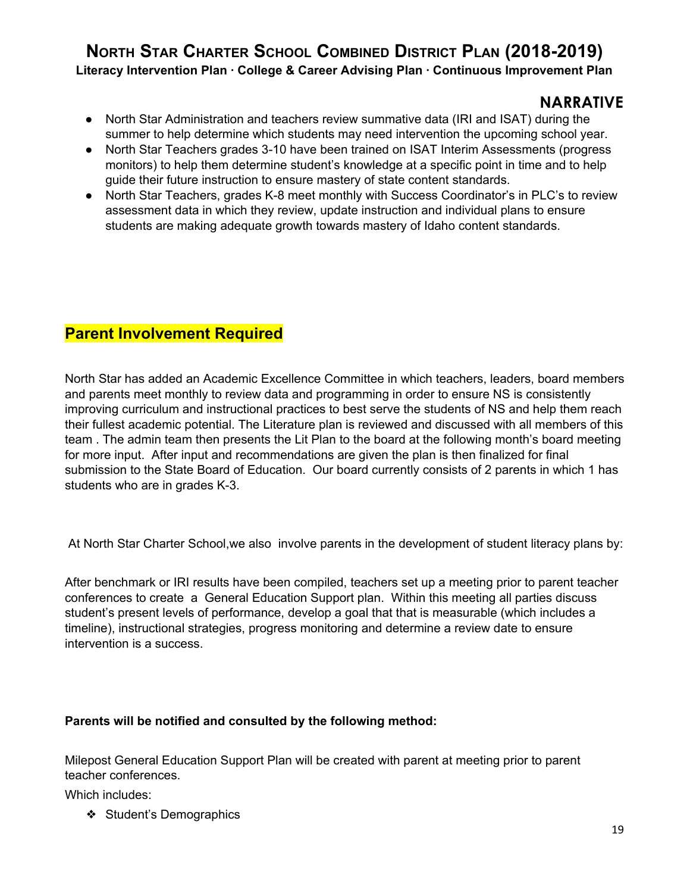## NARRATIVE

- North Star Administration and teachers review summative data (IRI and ISAT) during the summer to help determine which students may need intervention the upcoming school year.
- North Star Teachers grades 3-10 have been trained on ISAT Interim Assessments (progress monitors) to help them determine student's knowledge at a specific point in time and to help guide their future instruction to ensure mastery of state content standards.
- North Star Teachers, grades K-8 meet monthly with Success Coordinator's in PLC's to review assessment data in which they review, update instruction and individual plans to ensure students are making adequate growth towards mastery of Idaho content standards.

## Parent Involvement Required

North Star has added an Academic Excellence Committee in which teachers, leaders, board members and parents meet monthly to review data and programming in order to ensure NS is consistently improving curriculum and instructional practices to best serve the students of NS and help them reach their fullest academic potential. The Literature plan is reviewed and discussed with all members of this team . The admin team then presents the Lit Plan to the board at the following month's board meeting for more input. After input and recommendations are given the plan is then finalized for final submission to the State Board of Education. Our board currently consists of 2 parents in which 1 has students who are in grades K-3.

At North Star Charter School,we also involve parents in the development of student literacy plans by:

After benchmark or IRI results have been compiled, teachers set up a meeting prior to parent teacher conferences to create a General Education Support plan. Within this meeting all parties discuss student's present levels of performance, develop a goal that that is measurable (which includes a timeline), instructional strategies, progress monitoring and determine a review date to ensure intervention is a success.

**Parents will be notified and consulted by the following method:**

Milepost General Education Support Plan will be created with parent at meeting prior to parent teacher conferences.

Which includes:

- Student's Demographics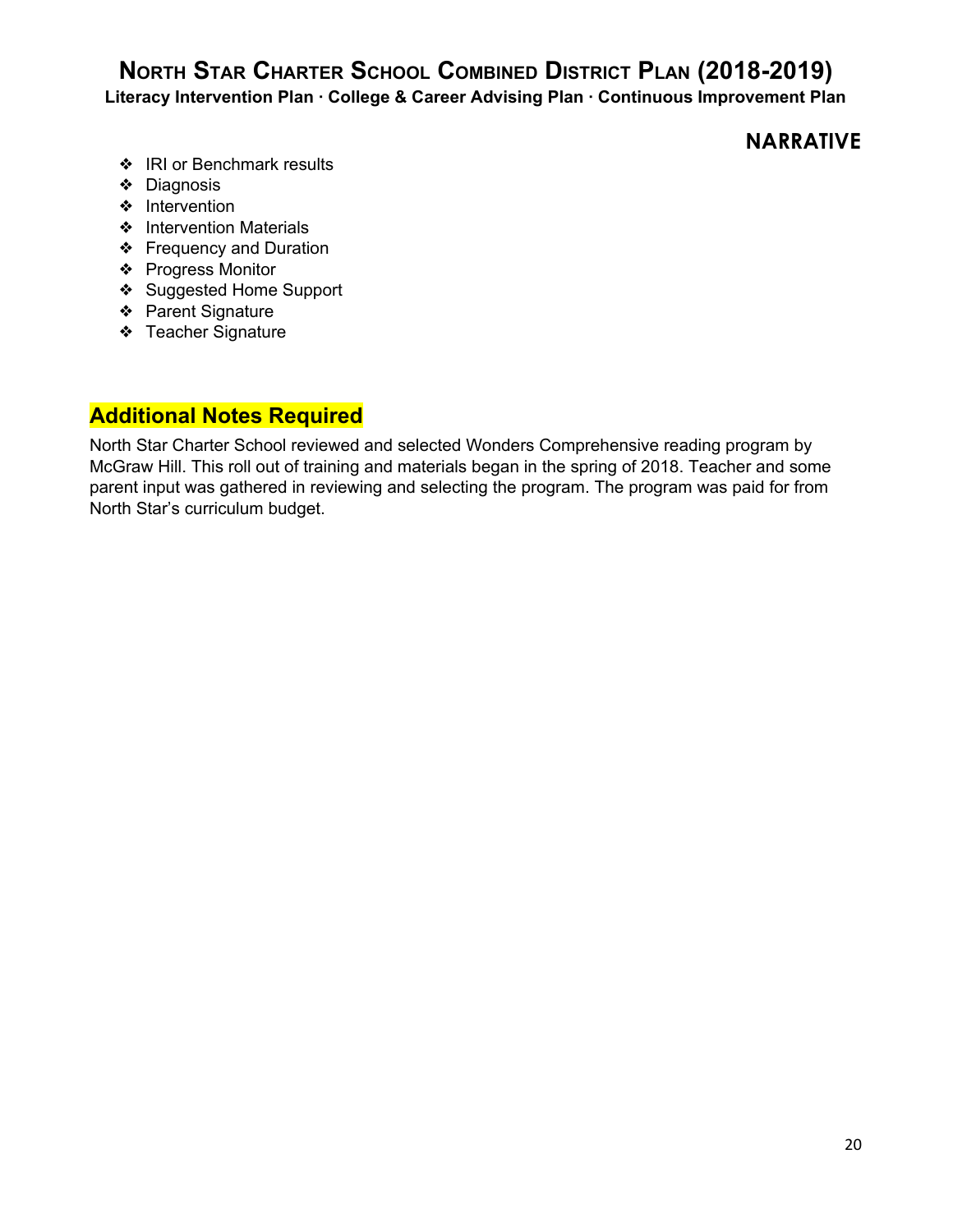## NARRATIVE

- IRI or Benchmark results
- Diagnosis
- Intervention
- Intervention Materials
- Frequency and Duration
- Progress Monitor
- Suggested Home Support
- Parent Signature
- Teacher Signature

## Additional Notes Required

North Star Charter School reviewed and selected Wonders Comprehensive reading program by McGraw Hill. This roll out of training and materials began in the spring of 2018. Teacher and some parent input was gathered in reviewing and selecting the program. The program was paid for from North Star's curriculum budget.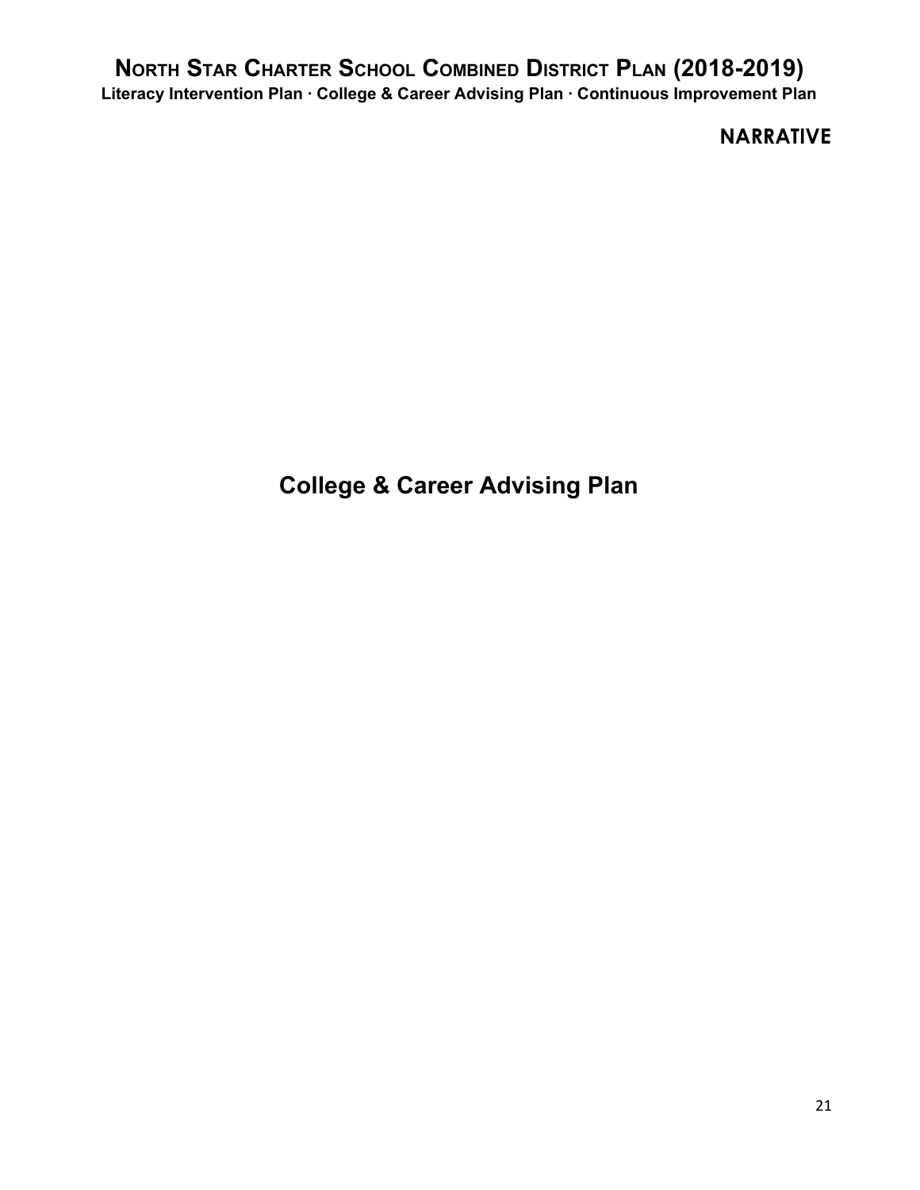# College & Career Advising Plan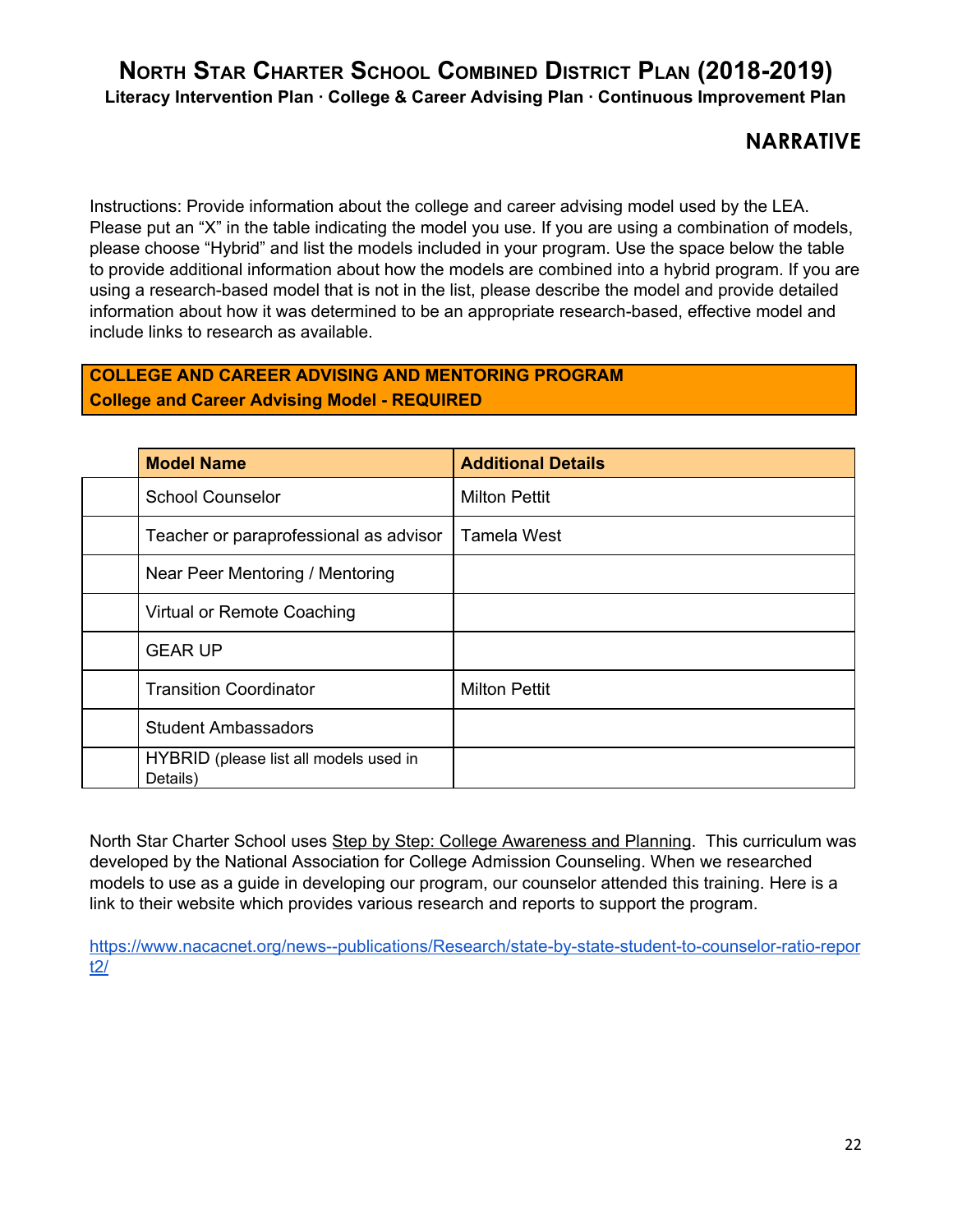# North Star Charter School Combined District Plan (2018-2019)

**Literacy Intervention Plan · College & Career Advising Plan · Continuous Improvement Plan**

## NARRATIVE

Instructions: Provide information about the college and career advising model used by the LEA. Please put an "X" in the table indicating the model you use. If you are using a combination of models, please choose "Hybrid" and list the models included in your program. Use the space below the table to provide additional information about how the models are combined into a hybrid program. If you are using a research-based model that is not in the list, please describe the model and provide detailed information about how it was determined to be an appropriate research-based, effective model and include links to research as available.

**COLLEGE AND CAREER ADVISING AND MENTORING PROGRAM**
**College and Career Advising Model - REQUIRED**

| | Model Name | Additional Details |
|---|---|---|
| | School Counselor | Milton Pettit |
| | Teacher or paraprofessional as advisor | Tamela West |
| | Near Peer Mentoring / Mentoring | |
| | Virtual or Remote Coaching | |
| | GEAR UP | |
| | Transition Coordinator | Milton Pettit |
| | Student Ambassadors | |
| | HYBRID (please list all models used in Details) | |

North Star Charter School uses Step by Step: College Awareness and Planning. This curriculum was developed by the National Association for College Admission Counseling. When we researched models to use as a guide in developing our program, our counselor attended this training. Here is a link to their website which provides various research and reports to support the program.

https://www.nacacnet.org/news--publications/Research/state-by-state-student-to-counselor-ratio-report2/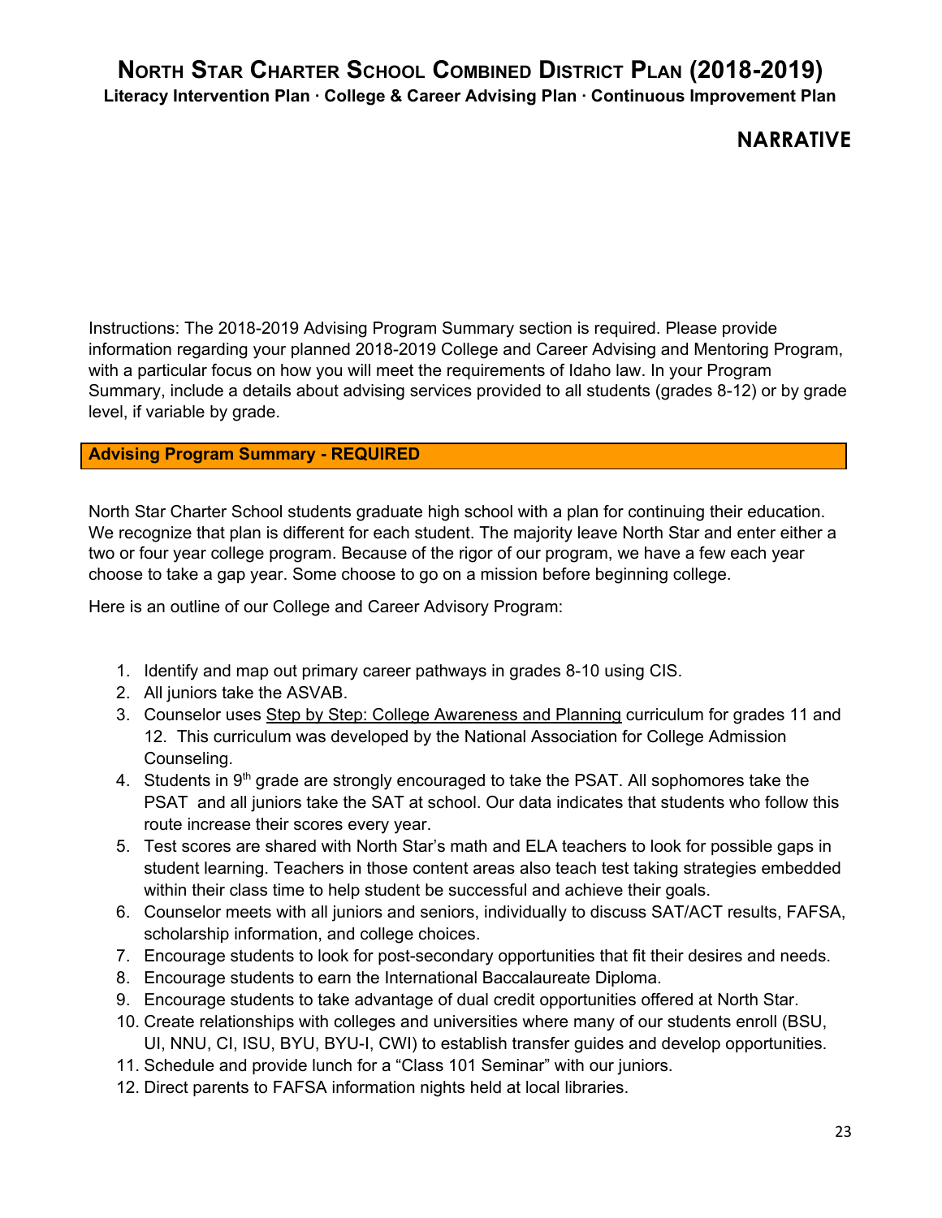# NORTH STAR CHARTER SCHOOL COMBINED DISTRICT PLAN (2018-2019)

**Literacy Intervention Plan · College & Career Advising Plan · Continuous Improvement Plan**

## NARRATIVE

Instructions: The 2018-2019 Advising Program Summary section is required. Please provide information regarding your planned 2018-2019 College and Career Advising and Mentoring Program, with a particular focus on how you will meet the requirements of Idaho law. In your Program Summary, include a details about advising services provided to all students (grades 8-12) or by grade level, if variable by grade.

### Advising Program Summary - REQUIRED

North Star Charter School students graduate high school with a plan for continuing their education. We recognize that plan is different for each student. The majority leave North Star and enter either a two or four year college program. Because of the rigor of our program, we have a few each year choose to take a gap year. Some choose to go on a mission before beginning college.

Here is an outline of our College and Career Advisory Program:

1. Identify and map out primary career pathways in grades 8-10 using CIS.
2. All juniors take the ASVAB.
3. Counselor uses Step by Step: College Awareness and Planning curriculum for grades 11 and 12. This curriculum was developed by the National Association for College Admission Counseling.
4. Students in 9th grade are strongly encouraged to take the PSAT. All sophomores take the PSAT and all juniors take the SAT at school. Our data indicates that students who follow this route increase their scores every year.
5. Test scores are shared with North Star's math and ELA teachers to look for possible gaps in student learning. Teachers in those content areas also teach test taking strategies embedded within their class time to help student be successful and achieve their goals.
6. Counselor meets with all juniors and seniors, individually to discuss SAT/ACT results, FAFSA, scholarship information, and college choices.
7. Encourage students to look for post-secondary opportunities that fit their desires and needs.
8. Encourage students to earn the International Baccalaureate Diploma.
9. Encourage students to take advantage of dual credit opportunities offered at North Star.
10. Create relationships with colleges and universities where many of our students enroll (BSU, UI, NNU, CI, ISU, BYU, BYU-I, CWI) to establish transfer guides and develop opportunities.
11. Schedule and provide lunch for a "Class 101 Seminar" with our juniors.
12. Direct parents to FAFSA information nights held at local libraries.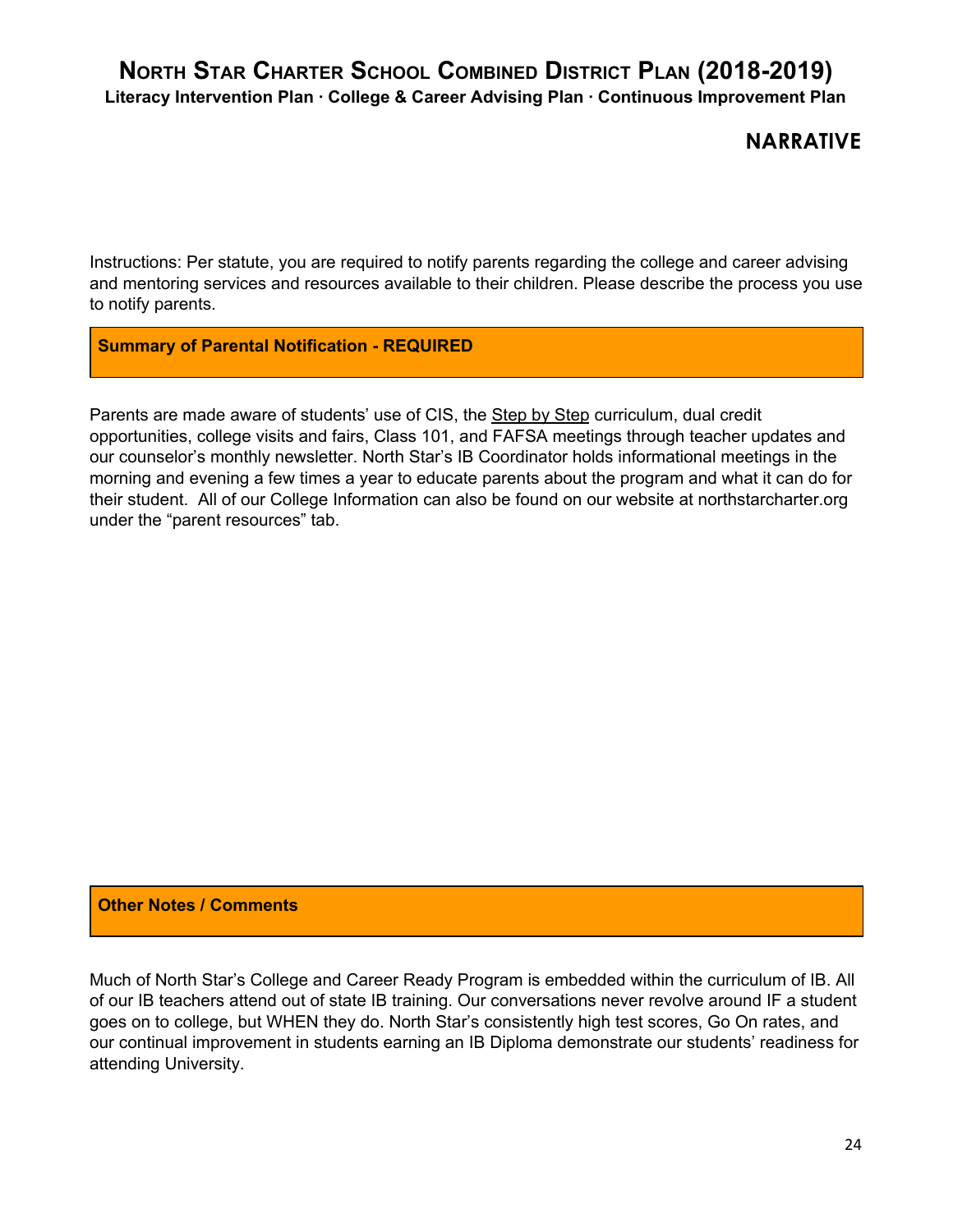# NORTH STAR CHARTER SCHOOL COMBINED DISTRICT PLAN (2018-2019)

**Literacy Intervention Plan · College & Career Advising Plan · Continuous Improvement Plan**

## NARRATIVE

Instructions: Per statute, you are required to notify parents regarding the college and career advising and mentoring services and resources available to their children. Please describe the process you use to notify parents.

### Summary of Parental Notification - REQUIRED

Parents are made aware of students' use of CIS, the Step by Step curriculum, dual credit opportunities, college visits and fairs, Class 101, and FAFSA meetings through teacher updates and our counselor's monthly newsletter. North Star's IB Coordinator holds informational meetings in the morning and evening a few times a year to educate parents about the program and what it can do for their student. All of our College Information can also be found on our website at northstarcharter.org under the "parent resources" tab.

### Other Notes / Comments

Much of North Star's College and Career Ready Program is embedded within the curriculum of IB. All of our IB teachers attend out of state IB training. Our conversations never revolve around IF a student goes on to college, but WHEN they do. North Star's consistently high test scores, Go On rates, and our continual improvement in students earning an IB Diploma demonstrate our students' readiness for attending University.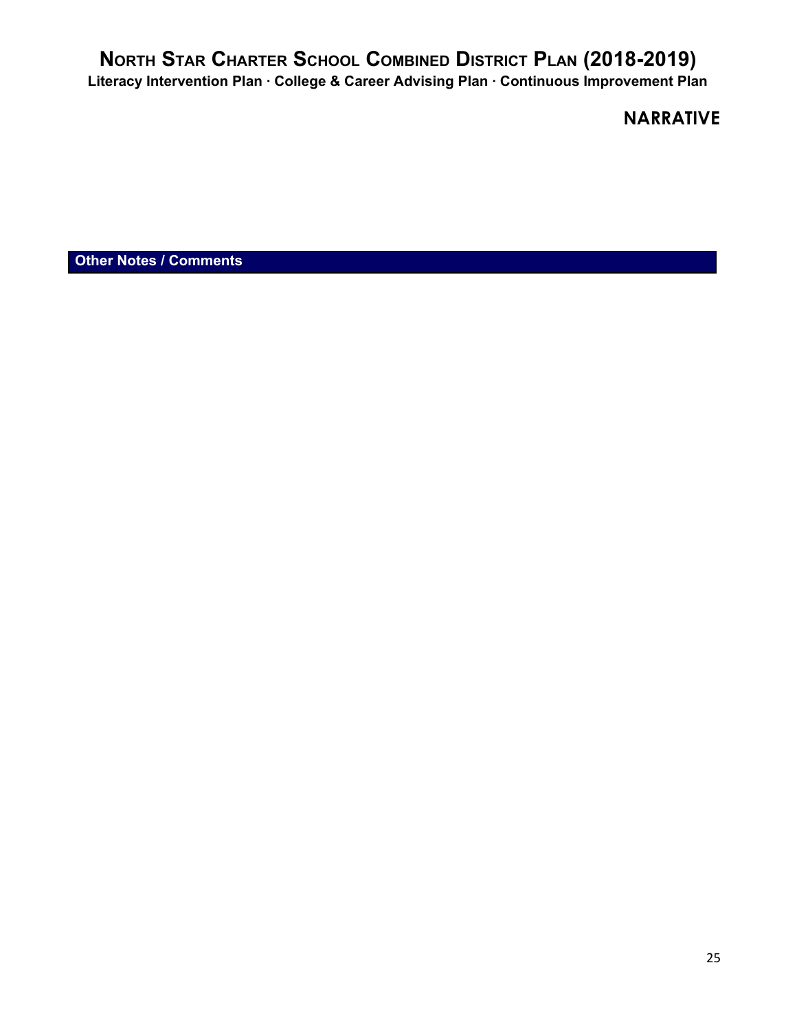## Other Notes / Comments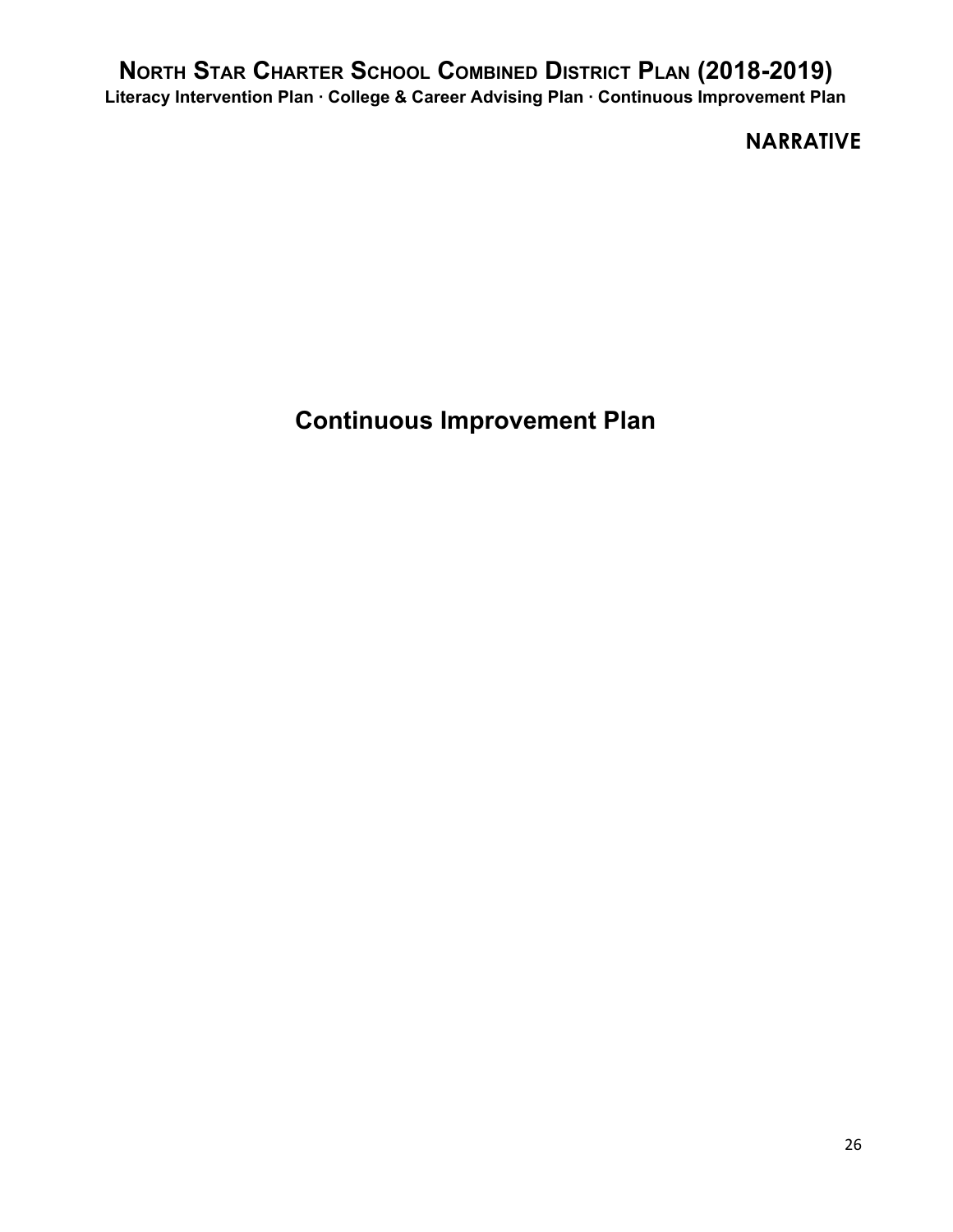**NARRATIVE**

# Continuous Improvement Plan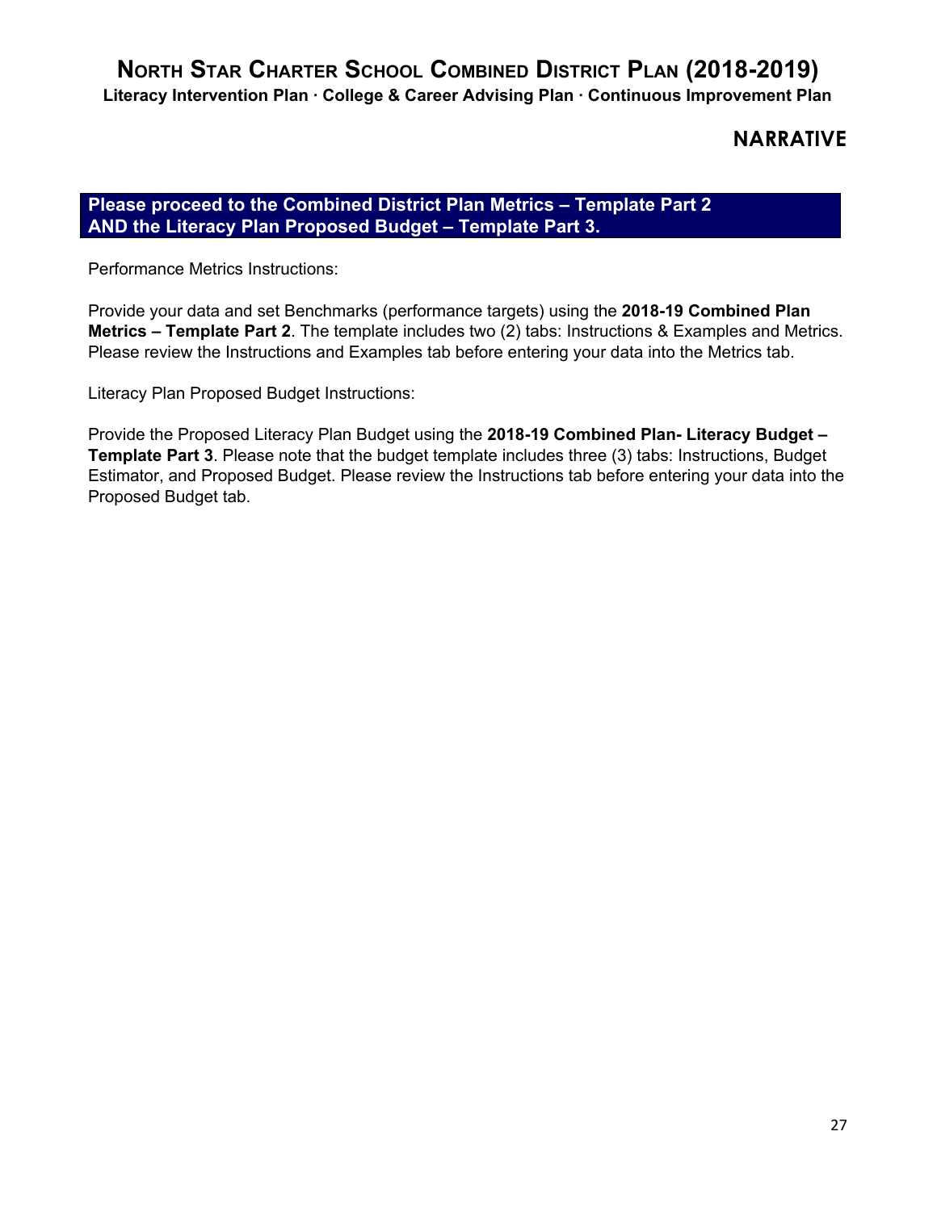## NARRATIVE

**Please proceed to the Combined District Plan Metrics – Template Part 2 AND the Literacy Plan Proposed Budget – Template Part 3.**

Performance Metrics Instructions:

Provide your data and set Benchmarks (performance targets) using the **2018-19 Combined Plan Metrics – Template Part 2**. The template includes two (2) tabs: Instructions & Examples and Metrics. Please review the Instructions and Examples tab before entering your data into the Metrics tab.

Literacy Plan Proposed Budget Instructions:

Provide the Proposed Literacy Plan Budget using the **2018-19 Combined Plan- Literacy Budget – Template Part 3**. Please note that the budget template includes three (3) tabs: Instructions, Budget Estimator, and Proposed Budget. Please review the Instructions tab before entering your data into the Proposed Budget tab.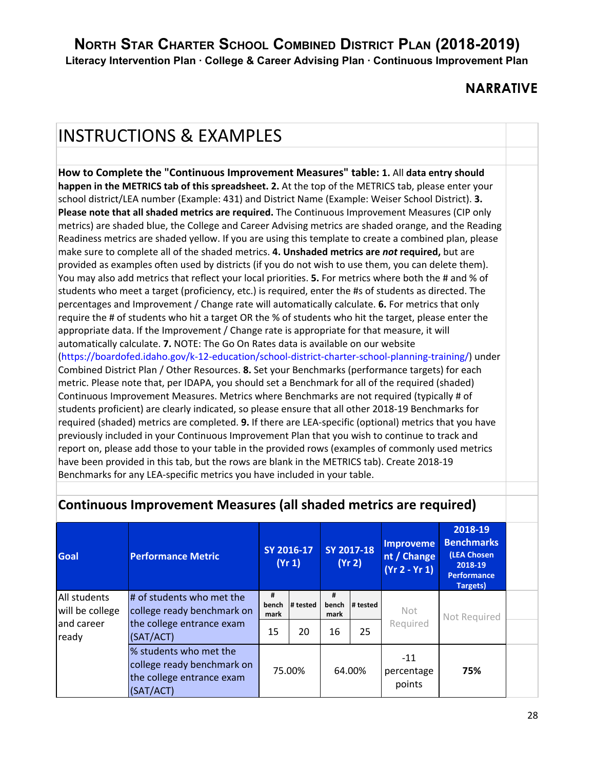# North Star Charter School Combined District Plan (2018-2019)

**Literacy Intervention Plan · College & Career Advising Plan · Continuous Improvement Plan**

## NARRATIVE

## INSTRUCTIONS & EXAMPLES

**How to Complete the "Continuous Improvement Measures" table: 1.** All **data entry should happen in the METRICS tab of this spreadsheet. 2.** At the top of the METRICS tab, please enter your school district/LEA number (Example: 431) and District Name (Example: Weiser School District). **3. Please note that all shaded metrics are required.** The Continuous Improvement Measures (CIP only metrics) are shaded blue, the College and Career Advising metrics are shaded orange, and the Reading Readiness metrics are shaded yellow. If you are using this template to create a combined plan, please make sure to complete all of the shaded metrics. **4. Unshaded metrics are *not* required,** but are provided as examples often used by districts (if you do not wish to use them, you can delete them). You may also add metrics that reflect your local priorities. **5.** For metrics where both the # and % of students who meet a target (proficiency, etc.) is required, enter the #s of students as directed. The percentages and Improvement / Change rate will automatically calculate. **6.** For metrics that only require the # of students who hit a target OR the % of students who hit the target, please enter the appropriate data. If the Improvement / Change rate is appropriate for that measure, it will automatically calculate. **7.** NOTE: The Go On Rates data is available on our website (https://boardofed.idaho.gov/k-12-education/school-district-charter-school-planning-training/) under Combined District Plan / Other Resources. **8.** Set your Benchmarks (performance targets) for each metric. Please note that, per IDAPA, you should set a Benchmark for all of the required (shaded) Continuous Improvement Measures. Metrics where Benchmarks are not required (typically # of students proficient) are clearly indicated, so please ensure that all other 2018-19 Benchmarks for required (shaded) metrics are completed. **9.** If there are LEA-specific (optional) metrics that you have previously included in your Continuous Improvement Plan that you wish to continue to track and report on, please add those to your table in the provided rows (examples of commonly used metrics have been provided in this tab, but the rows are blank in the METRICS tab). Create 2018-19 Benchmarks for any LEA-specific metrics you have included in your table.

### Continuous Improvement Measures (all shaded metrics are required)

| Goal | Performance Metric | SY 2016-17 (Yr 1) | | SY 2017-18 (Yr 2) | | Improvement / Change (Yr 2 - Yr 1) | 2018-19 Benchmarks (LEA Chosen 2018-19 Performance Targets) |
|---|---|---|---|---|---|---|---|
| | | # bench mark | # tested | # bench mark | # tested | | |
| All students will be college and career ready | # of students who met the college ready benchmark on the college entrance exam (SAT/ACT) | 15 | 20 | 16 | 25 | Not Required | Not Required |
| | % students who met the college ready benchmark on the college entrance exam (SAT/ACT) | 75.00% | | 64.00% | | -11 percentage points | **75%** |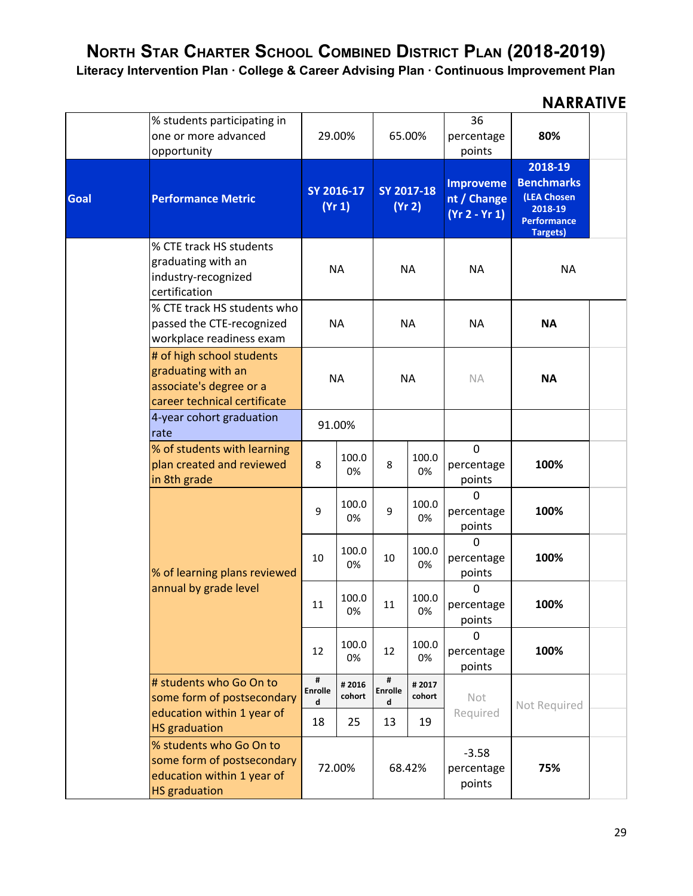# North Star Charter School Combined District Plan (2018-2019)

**Literacy Intervention Plan · College & Career Advising Plan · Continuous Improvement Plan**

## NARRATIVE

| | % students participating in one or more advanced opportunity | 29.00% | | 65.00% | | 36 percentage points | **80%** |
|---|---|---|---|---|---|---|---|
| **Goal** | **Performance Metric** | **SY 2016-17 (Yr 1)** | | **SY 2017-18 (Yr 2)** | | **Improvement / Change (Yr 2 - Yr 1)** | **2018-19 Benchmarks (LEA Chosen 2018-19 Performance Targets)** |
| | % CTE track HS students graduating with an industry-recognized certification | NA | | NA | | NA | NA |
| | % CTE track HS students who passed the CTE-recognized workplace readiness exam | NA | | NA | | NA | **NA** |
| | # of high school students graduating with an associate's degree or a career technical certificate | NA | | NA | | NA | **NA** |
| | 4-year cohort graduation rate | 91.00% | | | | | |
| | % of students with learning plan created and reviewed in 8th grade | 8 | 100.00% | 8 | 100.00% | 0 percentage points | **100%** |
| | % of learning plans reviewed annual by grade level | 9 | 100.00% | 9 | 100.00% | 0 percentage points | **100%** |
| | | 10 | 100.00% | 10 | 100.00% | 0 percentage points | **100%** |
| | | 11 | 100.00% | 11 | 100.00% | 0 percentage points | **100%** |
| | | 12 | 100.00% | 12 | 100.00% | 0 percentage points | **100%** |
| | # students who Go On to some form of postsecondary education within 1 year of HS graduation | **# Enrolled** | **# 2016 cohort** | **# Enrolled** | **# 2017 cohort** | Not Required | Not Required |
| | | 18 | 25 | 13 | 19 | | |
| | % students who Go On to some form of postsecondary education within 1 year of HS graduation | 72.00% | | 68.42% | | -3.58 percentage points | **75%** |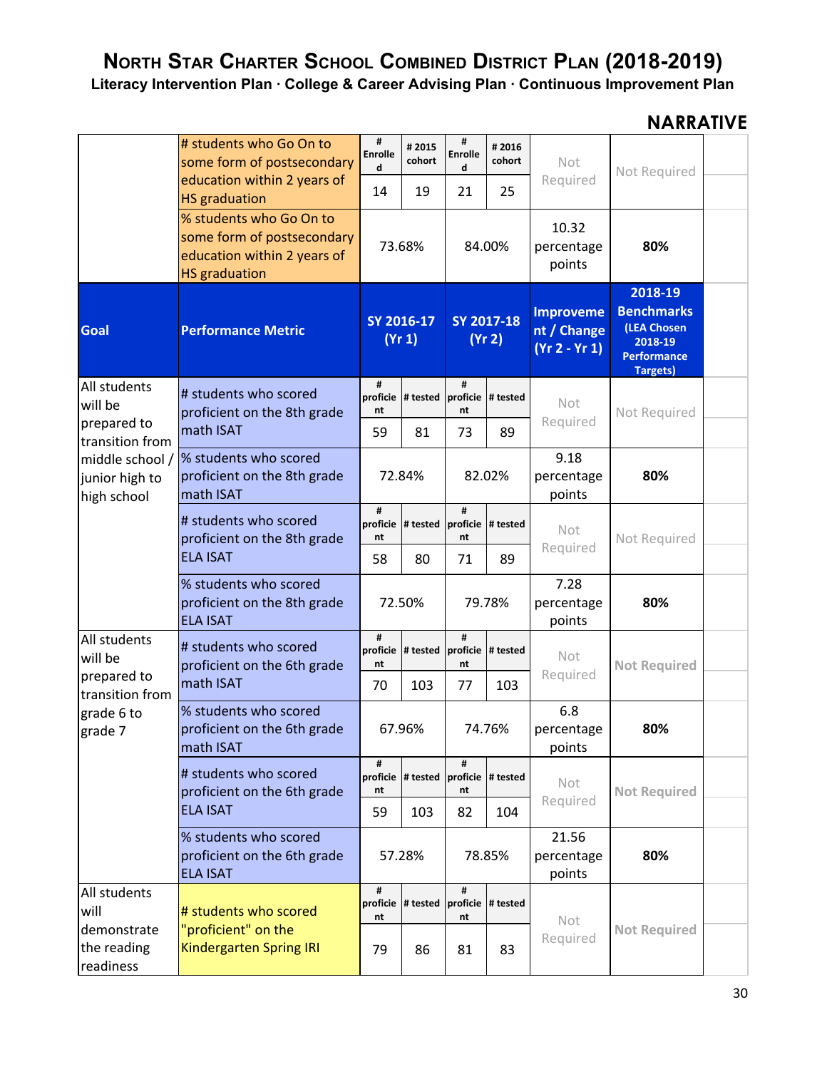# North Star Charter School Combined District Plan (2018-2019)

**Literacy Intervention Plan · College & Career Advising Plan · Continuous Improvement Plan**

**NARRATIVE**

| Goal | Performance Metric | SY 2016-17 (Yr 1) | | SY 2017-18 (Yr 2) | | Improvement / Change (Yr 2 - Yr 1) | 2018-19 Benchmarks (LEA Chosen 2018-19 Performance Targets) |
|---|---|---|---|---|---|---|---|
| | # students who Go On to some form of postsecondary education within 2 years of HS graduation | # Enrolled | # 2015 cohort | # Enrolled | # 2016 cohort | Not Required | Not Required |
| | | 14 | 19 | 21 | 25 | | |
| | % students who Go On to some form of postsecondary education within 2 years of HS graduation | 73.68% | | 84.00% | | 10.32 percentage points | **80%** |
| All students will be prepared to transition from middle school / junior high to high school | # students who scored proficient on the 8th grade math ISAT | # proficient | # tested | # proficient | # tested | Not Required | Not Required |
| | | 59 | 81 | 73 | 89 | | |
| | % students who scored proficient on the 8th grade math ISAT | 72.84% | | 82.02% | | 9.18 percentage points | **80%** |
| | # students who scored proficient on the 8th grade ELA ISAT | # proficient | # tested | # proficient | # tested | Not Required | Not Required |
| | | 58 | 80 | 71 | 89 | | |
| | % students who scored proficient on the 8th grade ELA ISAT | 72.50% | | 79.78% | | 7.28 percentage points | **80%** |
| All students will be prepared to transition from grade 6 to grade 7 | # students who scored proficient on the 6th grade math ISAT | # proficient | # tested | # proficient | # tested | Not Required | **Not Required** |
| | | 70 | 103 | 77 | 103 | | |
| | % students who scored proficient on the 6th grade math ISAT | 67.96% | | 74.76% | | 6.8 percentage points | **80%** |
| | # students who scored proficient on the 6th grade ELA ISAT | # proficient | # tested | # proficient | # tested | Not Required | **Not Required** |
| | | 59 | 103 | 82 | 104 | | |
| | % students who scored proficient on the 6th grade ELA ISAT | 57.28% | | 78.85% | | 21.56 percentage points | **80%** |
| All students will demonstrate the reading readiness | # students who scored "proficient" on the Kindergarten Spring IRI | # proficient | # tested | # proficient | # tested | Not Required | **Not Required** |
| | | 79 | 86 | 81 | 83 | | |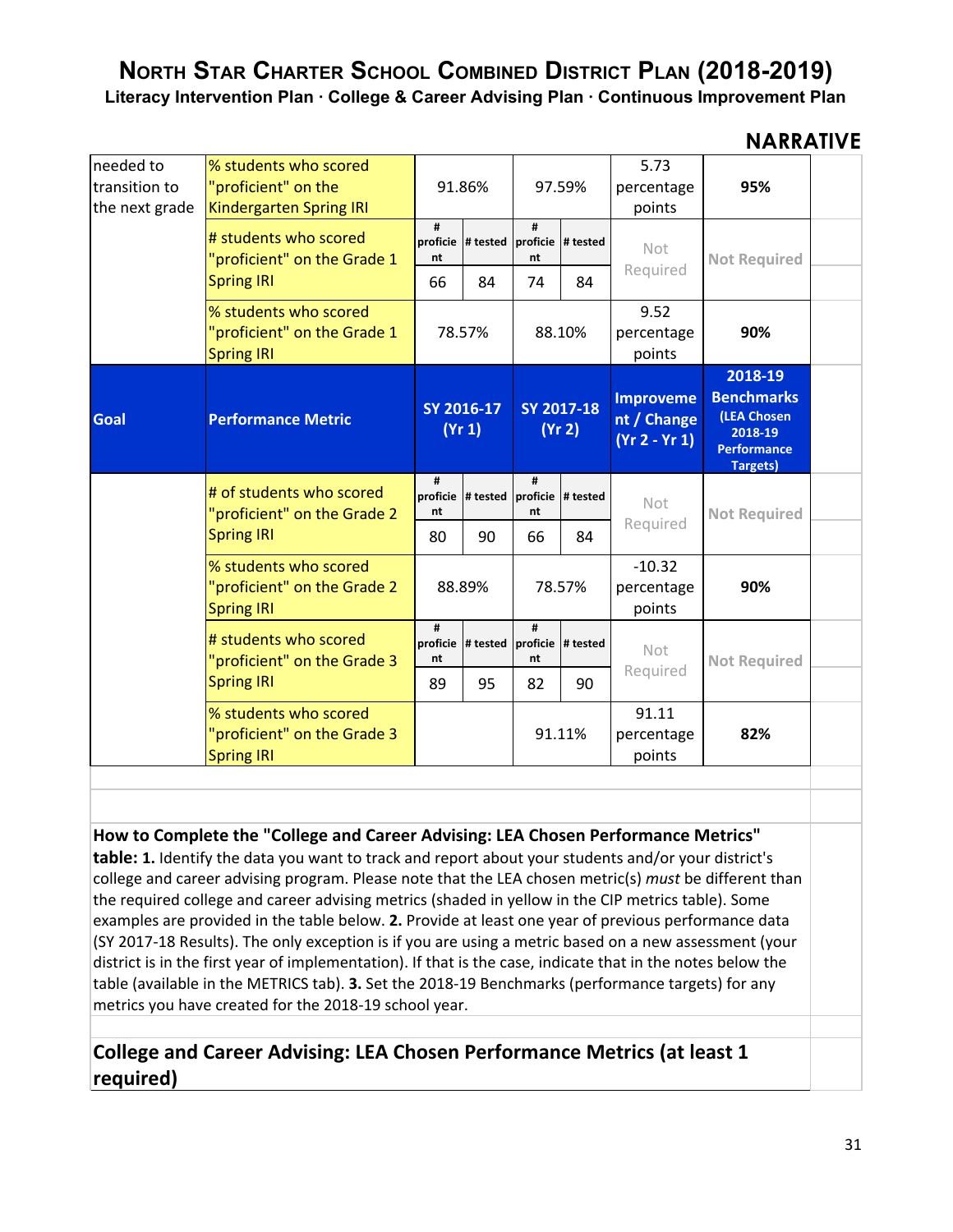# North Star Charter School Combined District Plan (2018-2019)

**Literacy Intervention Plan · College & Career Advising Plan · Continuous Improvement Plan**

**NARRATIVE**

| | | | | | | | |
|---|---|---|---|---|---|---|---|
| needed to transition to the next grade | % students who scored "proficient" on the Kindergarten Spring IRI | 91.86% | | 97.59% | | 5.73 percentage points | **95%** |
| | # students who scored "proficient" on the Grade 1 Spring IRI | # proficient | # tested | # proficient | # tested | Not Required | Not Required |
| | | 66 | 84 | 74 | 84 | | |
| | % students who scored "proficient" on the Grade 1 Spring IRI | 78.57% | | 88.10% | | 9.52 percentage points | **90%** |

| Goal | Performance Metric | SY 2016-17 (Yr 1) | | SY 2017-18 (Yr 2) | | Improvement / Change (Yr 2 - Yr 1) | 2018-19 Benchmarks (LEA Chosen 2018-19 Performance Targets) |
|---|---|---|---|---|---|---|---|
| | # of students who scored "proficient" on the Grade 2 Spring IRI | # proficient | # tested | # proficient | # tested | Not Required | Not Required |
| | | 80 | 90 | 66 | 84 | | |
| | % students who scored "proficient" on the Grade 2 Spring IRI | 88.89% | | 78.57% | | -10.32 percentage points | **90%** |
| | # students who scored "proficient" on the Grade 3 Spring IRI | # proficient | # tested | # proficient | # tested | Not Required | Not Required |
| | | 89 | 95 | 82 | 90 | | |
| | % students who scored "proficient" on the Grade 3 Spring IRI | | | 91.11% | | 91.11 percentage points | **82%** |

**How to Complete the "College and Career Advising: LEA Chosen Performance Metrics" table:** **1.** Identify the data you want to track and report about your students and/or your district's college and career advising program. Please note that the LEA chosen metric(s) *must* be different than the required college and career advising metrics (shaded in yellow in the CIP metrics table). Some examples are provided in the table below. **2.** Provide at least one year of previous performance data (SY 2017-18 Results). The only exception is if you are using a metric based on a new assessment (your district is in the first year of implementation). If that is the case, indicate that in the notes below the table (available in the METRICS tab). **3.** Set the 2018-19 Benchmarks (performance targets) for any metrics you have created for the 2018-19 school year.

## College and Career Advising: LEA Chosen Performance Metrics (at least 1 required)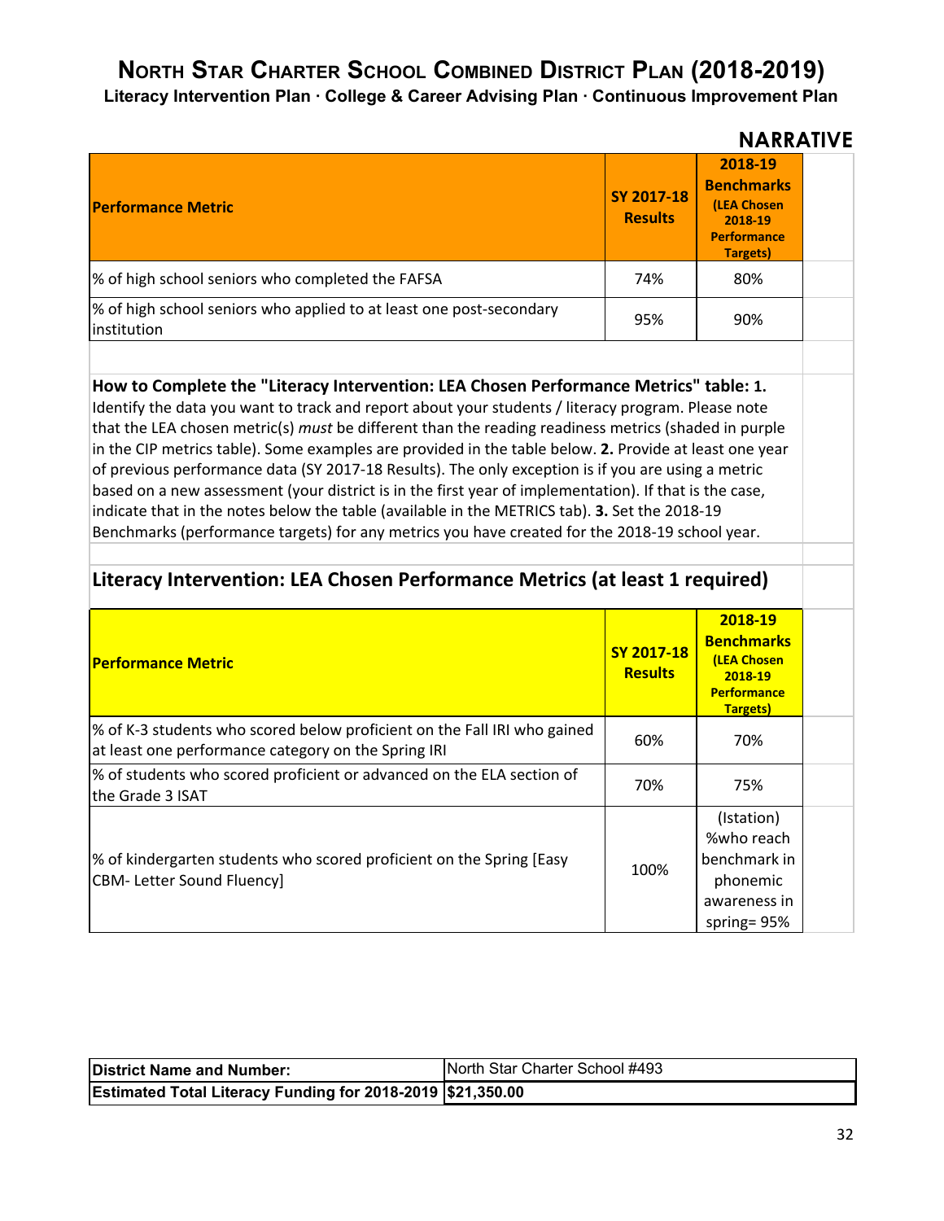# North Star Charter School Combined District Plan (2018-2019)

**Literacy Intervention Plan · College & Career Advising Plan · Continuous Improvement Plan**

## NARRATIVE

| Performance Metric | SY 2017-18 Results | 2018-19 Benchmarks (LEA Chosen 2018-19 Performance Targets) |
|---|---|---|
| % of high school seniors who completed the FAFSA | 74% | 80% |
| % of high school seniors who applied to at least one post-secondary institution | 95% | 90% |

**How to Complete the "Literacy Intervention: LEA Chosen Performance Metrics" table: 1.** Identify the data you want to track and report about your students / literacy program. Please note that the LEA chosen metric(s) *must* be different than the reading readiness metrics (shaded in purple in the CIP metrics table). Some examples are provided in the table below. **2.** Provide at least one year of previous performance data (SY 2017-18 Results). The only exception is if you are using a metric based on a new assessment (your district is in the first year of implementation). If that is the case, indicate that in the notes below the table (available in the METRICS tab). **3.** Set the 2018-19 Benchmarks (performance targets) for any metrics you have created for the 2018-19 school year.

### Literacy Intervention: LEA Chosen Performance Metrics (at least 1 required)

| Performance Metric | SY 2017-18 Results | 2018-19 Benchmarks (LEA Chosen 2018-19 Performance Targets) |
|---|---|---|
| % of K-3 students who scored below proficient on the Fall IRI who gained at least one performance category on the Spring IRI | 60% | 70% |
| % of students who scored proficient or advanced on the ELA section of the Grade 3 ISAT | 70% | 75% |
| % of kindergarten students who scored proficient on the Spring [Easy CBM- Letter Sound Fluency] | 100% | (Istation) %who reach benchmark in phonemic awareness in spring= 95% |

| District Name and Number: | North Star Charter School #493 |
|---|---|
| **Estimated Total Literacy Funding for 2018-2019** | **$21,350.00** |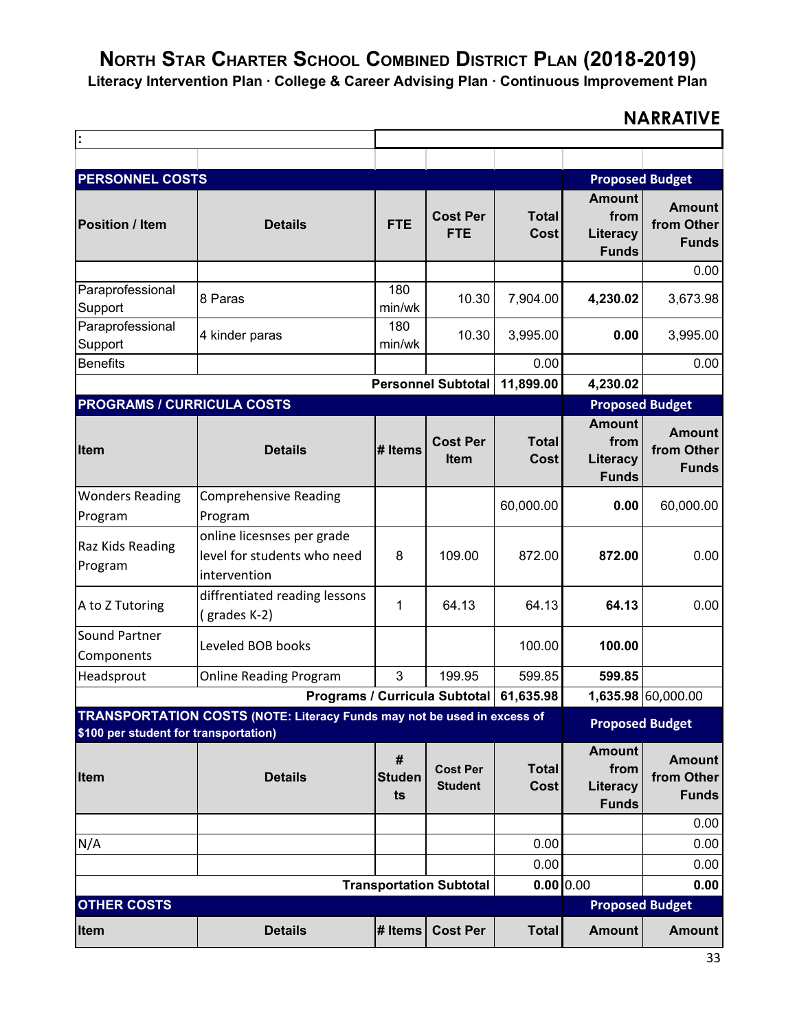# North Star Charter School Combined District Plan (2018-2019)

**Literacy Intervention Plan · College & Career Advising Plan · Continuous Improvement Plan**

## NARRATIVE

| : | | | | | | |
|---|---|---|---|---|---|---|
| | | | | | | |
| **PERSONNEL COSTS** | | | | | **Proposed Budget** | |
| **Position / Item** | **Details** | **FTE** | **Cost Per FTE** | **Total Cost** | **Amount from Literacy Funds** | **Amount from Other Funds** |
| | | | | | | 0.00 |
| Paraprofessional Support | 8 Paras | 180 min/wk | 10.30 | 7,904.00 | **4,230.02** | 3,673.98 |
| Paraprofessional Support | 4 kinder paras | 180 min/wk | 10.30 | 3,995.00 | **0.00** | 3,995.00 |
| Benefits | | | | 0.00 | | 0.00 |
| | | **Personnel Subtotal** | | **11,899.00** | **4,230.02** | |
| **PROGRAMS / CURRICULA COSTS** | | | | | **Proposed Budget** | |
| **Item** | **Details** | **# Items** | **Cost Per Item** | **Total Cost** | **Amount from Literacy Funds** | **Amount from Other Funds** |
| Wonders Reading Program | Comprehensive Reading Program | | | 60,000.00 | **0.00** | 60,000.00 |
| Raz Kids Reading Program | online licesnses per grade level for students who need intervention | 8 | 109.00 | 872.00 | **872.00** | 0.00 |
| A to Z Tutoring | diffrentiated reading lessons ( grades K-2) | 1 | 64.13 | 64.13 | **64.13** | 0.00 |
| Sound Partner Components | Leveled BOB books | | | 100.00 | **100.00** | |
| Headsprout | Online Reading Program | 3 | 199.95 | 599.85 | **599.85** | |
| | | **Programs / Curricula Subtotal** | | **61,635.98** | **1,635.98** | 60,000.00 |
| **TRANSPORTATION COSTS (NOTE: Literacy Funds may not be used in excess of $100 per student for transportation)** | | | | | **Proposed Budget** | |
| **Item** | **Details** | **# Students** | **Cost Per Student** | **Total Cost** | **Amount from Literacy Funds** | **Amount from Other Funds** |
| | | | | | | 0.00 |
| N/A | | | | 0.00 | | 0.00 |
| | | | | 0.00 | | 0.00 |
| | | **Transportation Subtotal** | | **0.00** | 0.00 | **0.00** |
| **OTHER COSTS** | | | | | **Proposed Budget** | |
| **Item** | **Details** | **# Items** | **Cost Per** | **Total** | **Amount** | **Amount** |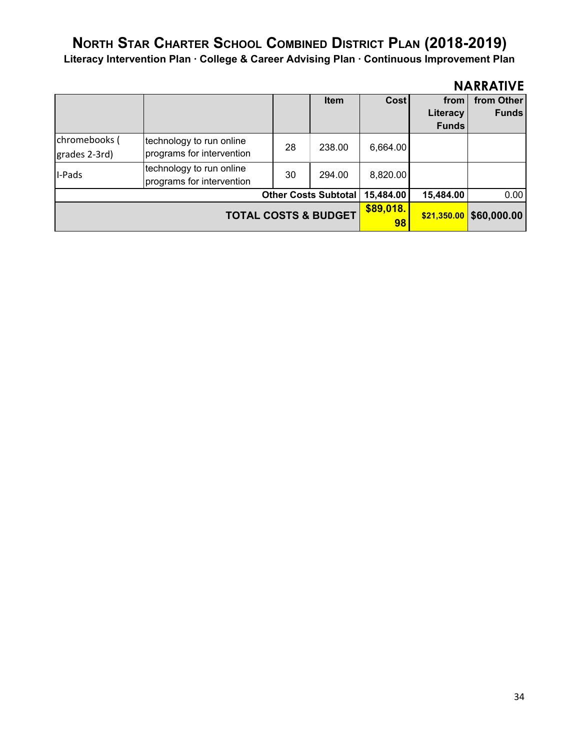# NORTH STAR CHARTER SCHOOL COMBINED DISTRICT PLAN (2018-2019)

**Literacy Intervention Plan · College & Career Advising Plan · Continuous Improvement Plan**

## NARRATIVE

| | | | Item | Cost | from Literacy Funds | from Other Funds |
|---|---|---|---|---|---|---|
| chromebooks ( grades 2-3rd) | technology to run online programs for intervention | 28 | 238.00 | 6,664.00 | | |
| I-Pads | technology to run online programs for intervention | 30 | 294.00 | 8,820.00 | | |
| | | | **Other Costs Subtotal** | **15,484.00** | **15,484.00** | 0.00 |
| | | | **TOTAL COSTS & BUDGET** | **$89,018.98** | **$21,350.00** | **$60,000.00** |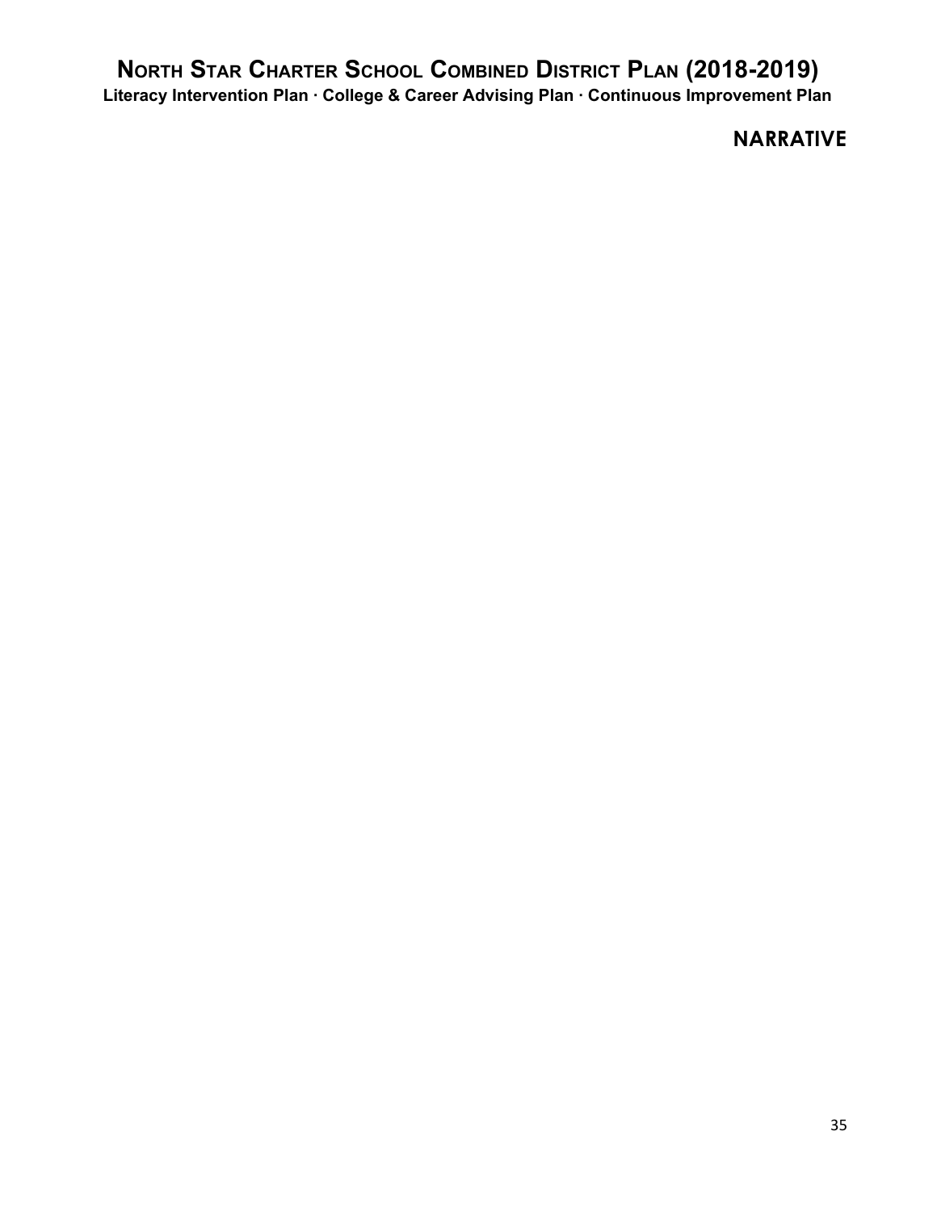## NARRATIVE